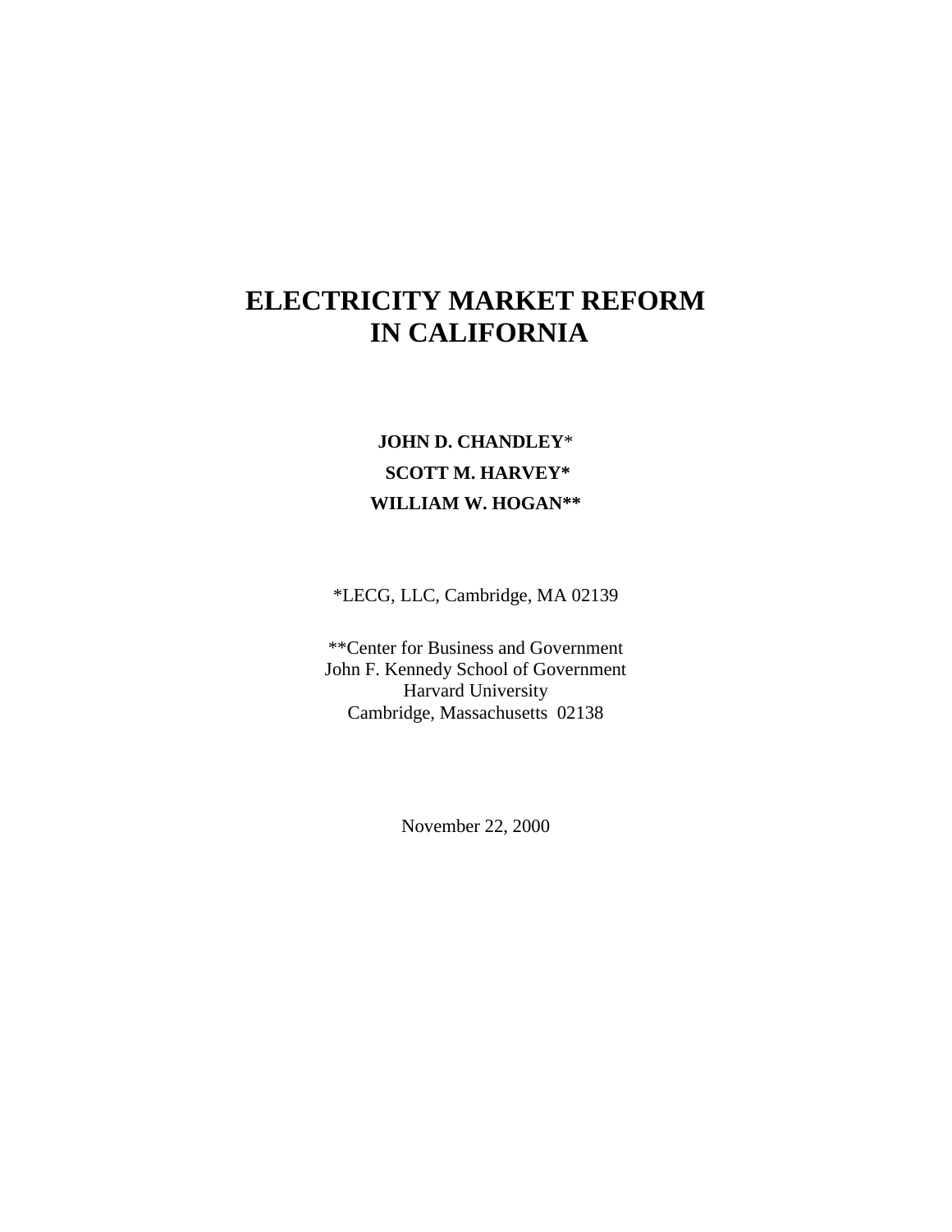# ELECTRICITY MARKET REFORM IN CALIFORNIA

**JOHN D. CHANDLEY***

**SCOTT M. HARVEY***

**WILLIAM W. HOGAN****

*LECG, LLC, Cambridge, MA 02139

**Center for Business and Government
John F. Kennedy School of Government
Harvard University
Cambridge, Massachusetts 02138

November 22, 2000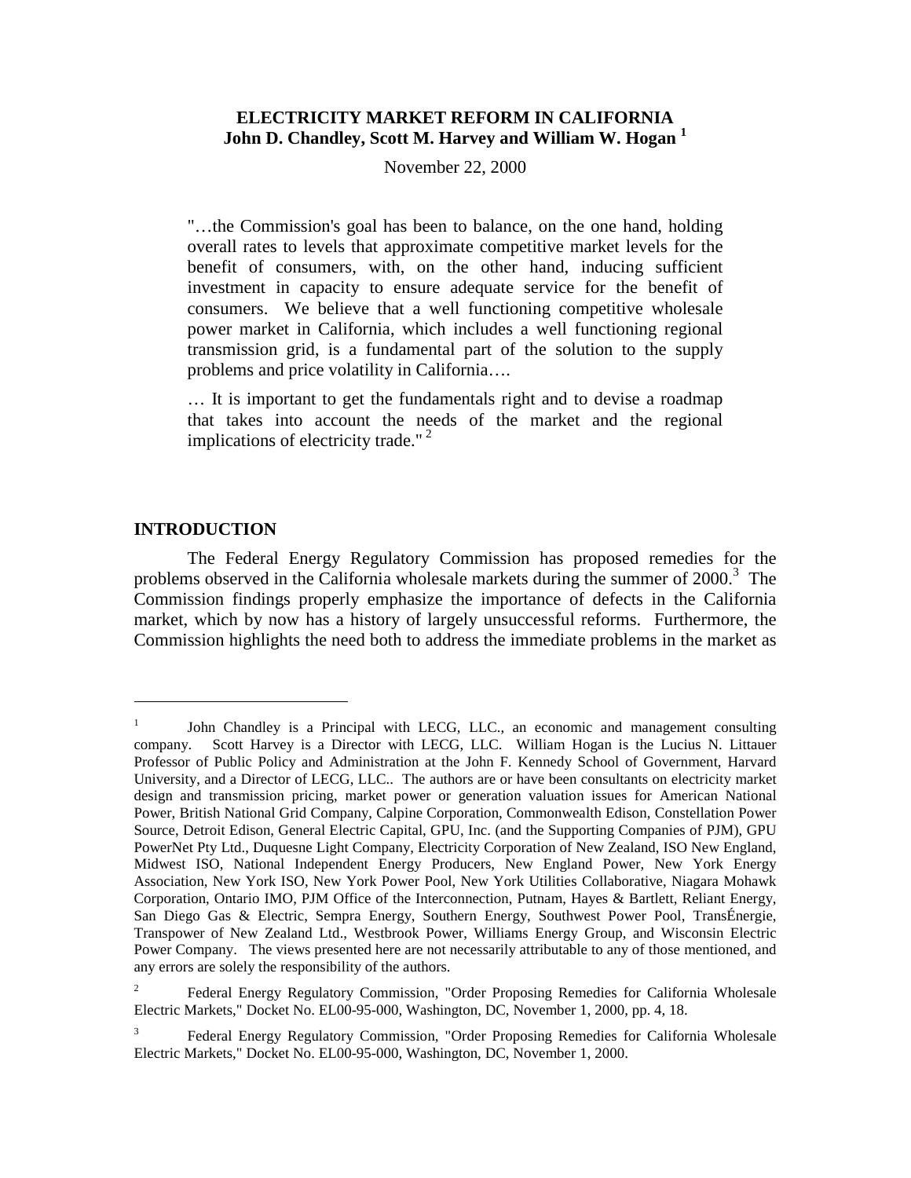# ELECTRICITY MARKET REFORM IN CALIFORNIA

**John D. Chandley, Scott M. Harvey and William W. Hogan [1]**

November 22, 2000

> "…the Commission's goal has been to balance, on the one hand, holding overall rates to levels that approximate competitive market levels for the benefit of consumers, with, on the other hand, inducing sufficient investment in capacity to ensure adequate service for the benefit of consumers. We believe that a well functioning competitive wholesale power market in California, which includes a well functioning regional transmission grid, is a fundamental part of the solution to the supply problems and price volatility in California….
>
> … It is important to get the fundamentals right and to devise a roadmap that takes into account the needs of the market and the regional implications of electricity trade." [2]

## INTRODUCTION

The Federal Energy Regulatory Commission has proposed remedies for the problems observed in the California wholesale markets during the summer of 2000.[3] The Commission findings properly emphasize the importance of defects in the California market, which by now has a history of largely unsuccessful reforms. Furthermore, the Commission highlights the need both to address the immediate problems in the market as

---

[1] John Chandley is a Principal with LECG, LLC., an economic and management consulting company. Scott Harvey is a Director with LECG, LLC. William Hogan is the Lucius N. Littauer Professor of Public Policy and Administration at the John F. Kennedy School of Government, Harvard University, and a Director of LECG, LLC.. The authors are or have been consultants on electricity market design and transmission pricing, market power or generation valuation issues for American National Power, British National Grid Company, Calpine Corporation, Commonwealth Edison, Constellation Power Source, Detroit Edison, General Electric Capital, GPU, Inc. (and the Supporting Companies of PJM), GPU PowerNet Pty Ltd., Duquesne Light Company, Electricity Corporation of New Zealand, ISO New England, Midwest ISO, National Independent Energy Producers, New England Power, New York Energy Association, New York ISO, New York Power Pool, New York Utilities Collaborative, Niagara Mohawk Corporation, Ontario IMO, PJM Office of the Interconnection, Putnam, Hayes & Bartlett, Reliant Energy, San Diego Gas & Electric, Sempra Energy, Southern Energy, Southwest Power Pool, TransÉnergie, Transpower of New Zealand Ltd., Westbrook Power, Williams Energy Group, and Wisconsin Electric Power Company. The views presented here are not necessarily attributable to any of those mentioned, and any errors are solely the responsibility of the authors.

[2] Federal Energy Regulatory Commission, "Order Proposing Remedies for California Wholesale Electric Markets," Docket No. EL-95-000, Washington, DC, November 1, 2000, pp. 4, 18.

[3] Federal Energy Regulatory Commission, "Order Proposing Remedies for California Wholesale Electric Markets," Docket No. EL00-95-000, Washington, DC, November 1, 2000.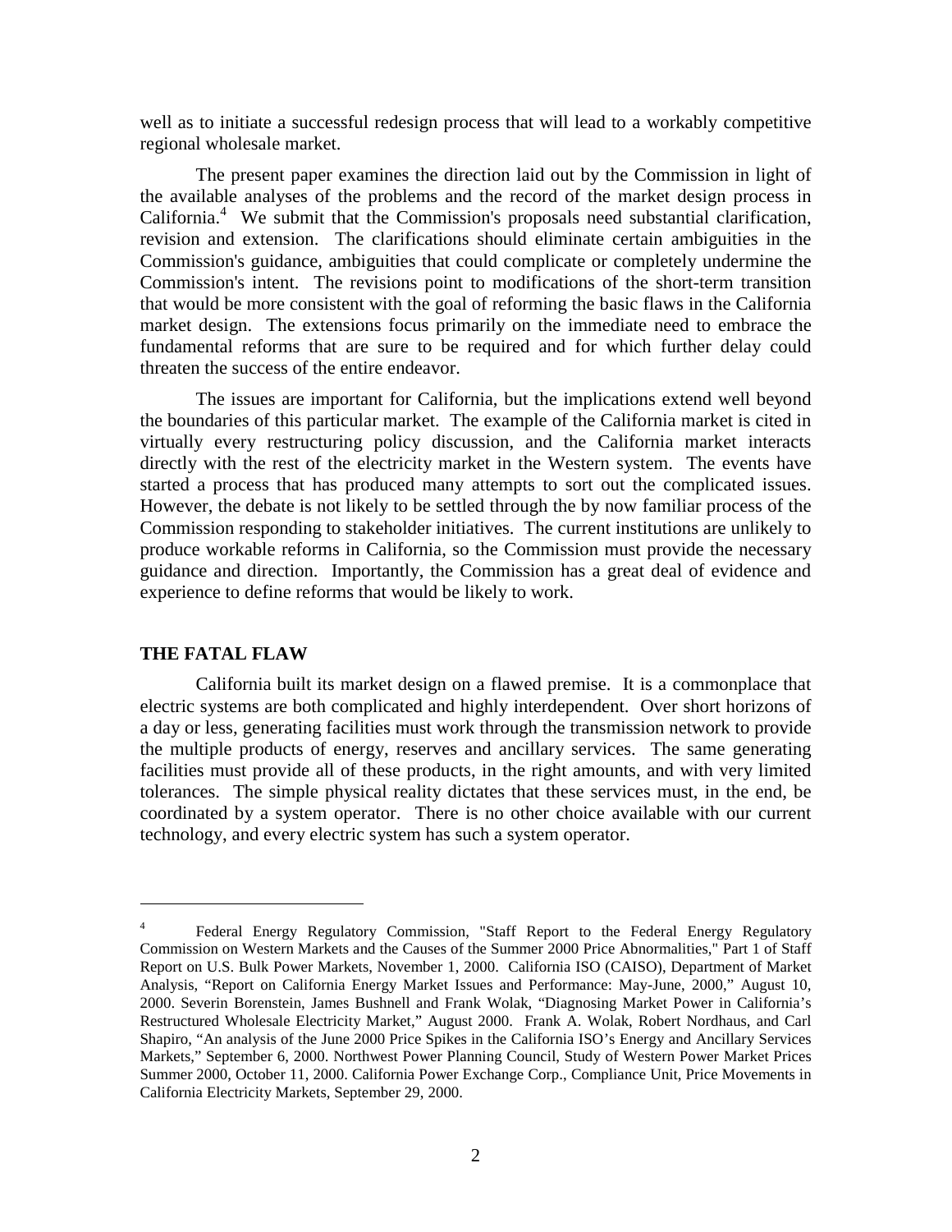well as to initiate a successful redesign process that will lead to a workably competitive regional wholesale market.

The present paper examines the direction laid out by the Commission in light of the available analyses of the problems and the record of the market design process in California.[4] We submit that the Commission's proposals need substantial clarification, revision and extension. The clarifications should eliminate certain ambiguities in the Commission's guidance, ambiguities that could complicate or completely undermine the Commission's intent. The revisions point to modifications of the short-term transition that would be more consistent with the goal of reforming the basic flaws in the California market design. The extensions focus primarily on the immediate need to embrace the fundamental reforms that are sure to be required and for which further delay could threaten the success of the entire endeavor.

The issues are important for California, but the implications extend well beyond the boundaries of this particular market. The example of the California market is cited in virtually every restructuring policy discussion, and the California market interacts directly with the rest of the electricity market in the Western system. The events have started a process that has produced many attempts to sort out the complicated issues. However, the debate is not likely to be settled through the by now familiar process of the Commission responding to stakeholder initiatives. The current institutions are unlikely to produce workable reforms in California, so the Commission must provide the necessary guidance and direction. Importantly, the Commission has a great deal of evidence and experience to define reforms that would be likely to work.

## THE FATAL FLAW

California built its market design on a flawed premise. It is a commonplace that electric systems are both complicated and highly interdependent. Over short horizons of a day or less, generating facilities must work through the transmission network to provide the multiple products of energy, reserves and ancillary services. The same generating facilities must provide all of these products, in the right amounts, and with very limited tolerances. The simple physical reality dictates that these services must, in the end, be coordinated by a system operator. There is no other choice available with our current technology, and every electric system has such a system operator.

---

[4] Federal Energy Regulatory Commission, "Staff Report to the Federal Energy Regulatory Commission on Western Markets and the Causes of the Summer 2000 Price Abnormalities," Part 1 of Staff Report on U.S. Bulk Power Markets, November 1, 2000. California ISO (CAISO), Department of Market Analysis, "Report on California Energy Market Issues and Performance: May-June, 2000," August 10, 2000. Severin Borenstein, James Bushnell and Frank Wolak, "Diagnosing Market Power in California's Restructured Wholesale Electricity Market," August 2000. Frank A. Wolak, Robert Nordhaus, and Carl Shapiro, "An analysis of the June 2000 Price Spikes in the California ISO's Energy and Ancillary Services Markets," September 6, 2000. Northwest Power Planning Council, Study of Western Power Market Prices Summer 2000, October 11, 2000. California Power Exchange Corp., Compliance Unit, Price Movements in California Electricity Markets, September 29, 2000.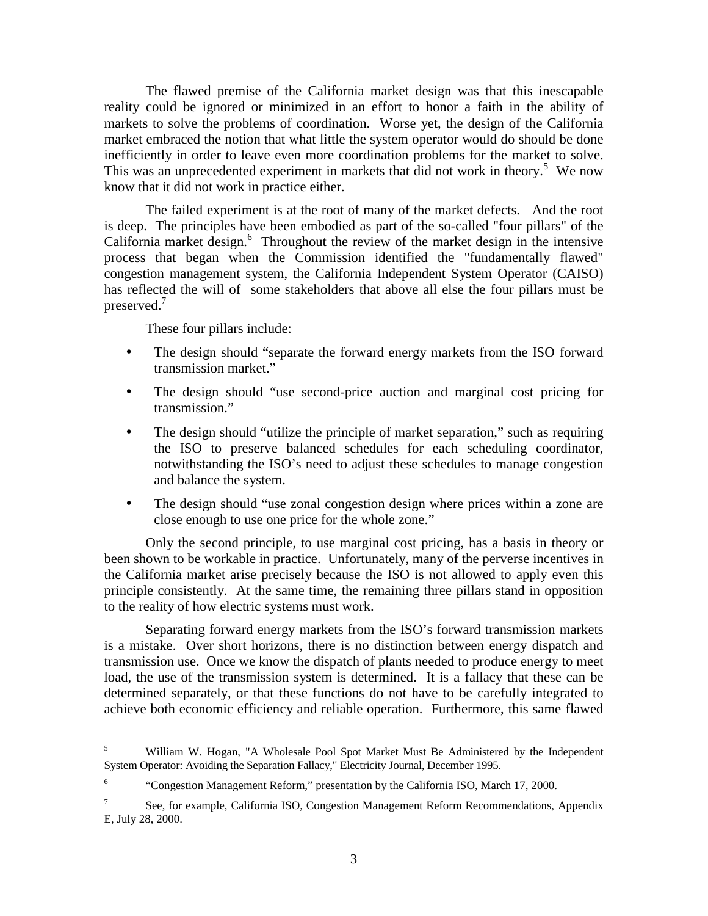The flawed premise of the California market design was that this inescapable reality could be ignored or minimized in an effort to honor a faith in the ability of markets to solve the problems of coordination. Worse yet, the design of the California market embraced the notion that what little the system operator would do should be done inefficiently in order to leave even more coordination problems for the market to solve. This was an unprecedented experiment in markets that did not work in theory.[5] We now know that it did not work in practice either.

The failed experiment is at the root of many of the market defects. And the root is deep. The principles have been embodied as part of the so-called "four pillars" of the California market design.[6] Throughout the review of the market design in the intensive process that began when the Commission identified the "fundamentally flawed" congestion management system, the California Independent System Operator (CAISO) has reflected the will of some stakeholders that above all else the four pillars must be preserved.[7]

These four pillars include:

- The design should "separate the forward energy markets from the ISO forward transmission market."
- The design should "use second-price auction and marginal cost pricing for transmission."
- The design should "utilize the principle of market separation," such as requiring the ISO to preserve balanced schedules for each scheduling coordinator, notwithstanding the ISO's need to adjust these schedules to manage congestion and balance the system.
- The design should "use zonal congestion design where prices within a zone are close enough to use one price for the whole zone."

Only the second principle, to use marginal cost pricing, has a basis in theory or been shown to be workable in practice. Unfortunately, many of the perverse incentives in the California market arise precisely because the ISO is not allowed to apply even this principle consistently. At the same time, the remaining three pillars stand in opposition to the reality of how electric systems must work.

Separating forward energy markets from the ISO's forward transmission markets is a mistake. Over short horizons, there is no distinction between energy dispatch and transmission use. Once we know the dispatch of plants needed to produce energy to meet load, the use of the transmission system is determined. It is a fallacy that these can be determined separately, or that these functions do not have to be carefully integrated to achieve both economic efficiency and reliable operation. Furthermore, this same flawed

---

[5] William W. Hogan, "A Wholesale Pool Spot Market Must Be Administered by the Independent System Operator: Avoiding the Separation Fallacy," Electricity Journal, December 1995.

[6] "Congestion Management Reform," presentation by the California ISO, March 17, 2000.

[7] See, for example, California ISO, Congestion Management Reform Recommendations, Appendix E, July 28, 2000.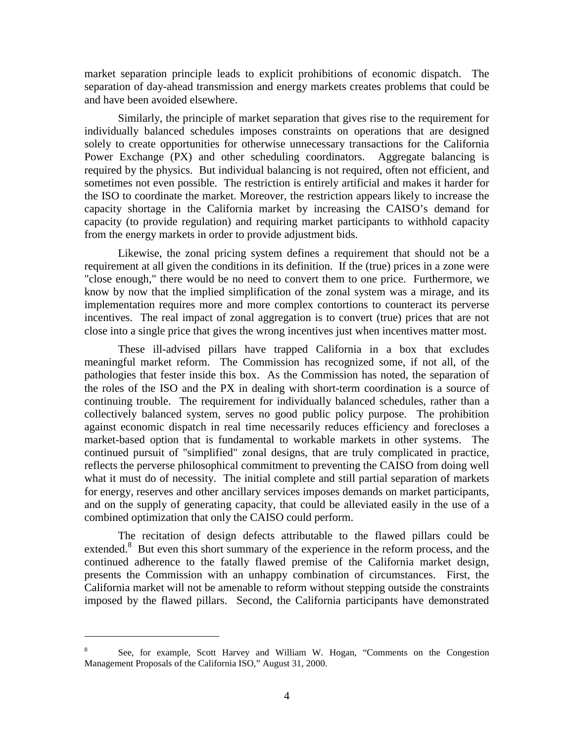market separation principle leads to explicit prohibitions of economic dispatch. The separation of day-ahead transmission and energy markets creates problems that could be and have been avoided elsewhere.

Similarly, the principle of market separation that gives rise to the requirement for individually balanced schedules imposes constraints on operations that are designed solely to create opportunities for otherwise unnecessary transactions for the California Power Exchange (PX) and other scheduling coordinators. Aggregate balancing is required by the physics. But individual balancing is not required, often not efficient, and sometimes not even possible. The restriction is entirely artificial and makes it harder for the ISO to coordinate the market. Moreover, the restriction appears likely to increase the capacity shortage in the California market by increasing the CAISO's demand for capacity (to provide regulation) and requiring market participants to withhold capacity from the energy markets in order to provide adjustment bids.

Likewise, the zonal pricing system defines a requirement that should not be a requirement at all given the conditions in its definition. If the (true) prices in a zone were "close enough," there would be no need to convert them to one price. Furthermore, we know by now that the implied simplification of the zonal system was a mirage, and its implementation requires more and more complex contortions to counteract its perverse incentives. The real impact of zonal aggregation is to convert (true) prices that are not close into a single price that gives the wrong incentives just when incentives matter most.

These ill-advised pillars have trapped California in a box that excludes meaningful market reform. The Commission has recognized some, if not all, of the pathologies that fester inside this box. As the Commission has noted, the separation of the roles of the ISO and the PX in dealing with short-term coordination is a source of continuing trouble. The requirement for individually balanced schedules, rather than a collectively balanced system, serves no good public policy purpose. The prohibition against economic dispatch in real time necessarily reduces efficiency and forecloses a market-based option that is fundamental to workable markets in other systems. The continued pursuit of "simplified" zonal designs, that are truly complicated in practice, reflects the perverse philosophical commitment to preventing the CAISO from doing well what it must do of necessity. The initial complete and still partial separation of markets for energy, reserves and other ancillary services imposes demands on market participants, and on the supply of generating capacity, that could be alleviated easily in the use of a combined optimization that only the CAISO could perform.

The recitation of design defects attributable to the flawed pillars could be extended.[8] But even this short summary of the experience in the reform process, and the continued adherence to the fatally flawed premise of the California market design, presents the Commission with an unhappy combination of circumstances. First, the California market will not be amenable to reform without stepping outside the constraints imposed by the flawed pillars. Second, the California participants have demonstrated

---

[8] See, for example, Scott Harvey and William W. Hogan, "Comments on the Congestion Management Proposals of the California ISO," August 31, 2000.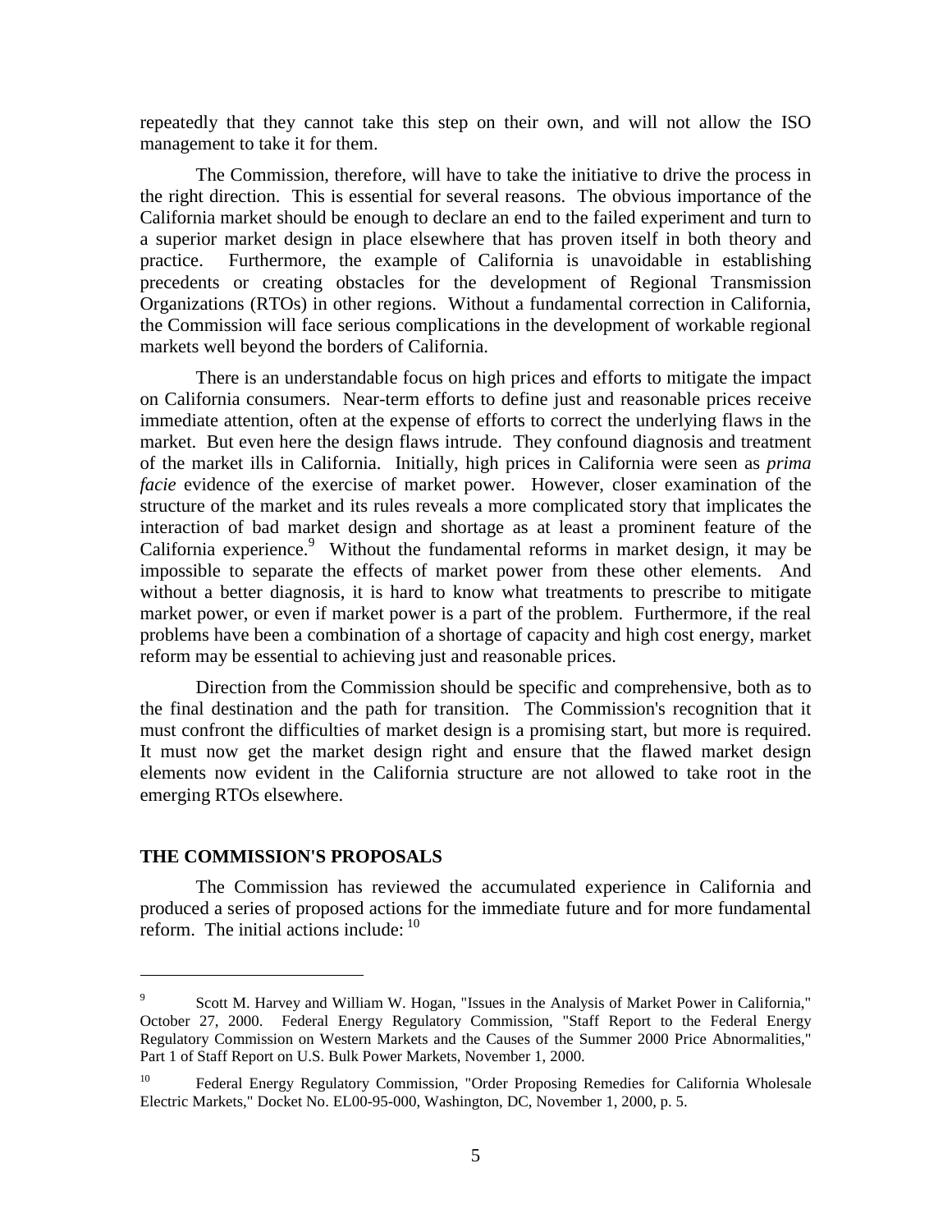repeatedly that they cannot take this step on their own, and will not allow the ISO management to take it for them.

The Commission, therefore, will have to take the initiative to drive the process in the right direction. This is essential for several reasons. The obvious importance of the California market should be enough to declare an end to the failed experiment and turn to a superior market design in place elsewhere that has proven itself in both theory and practice. Furthermore, the example of California is unavoidable in establishing precedents or creating obstacles for the development of Regional Transmission Organizations (RTOs) in other regions. Without a fundamental correction in California, the Commission will face serious complications in the development of workable regional markets well beyond the borders of California.

There is an understandable focus on high prices and efforts to mitigate the impact on California consumers. Near-term efforts to define just and reasonable prices receive immediate attention, often at the expense of efforts to correct the underlying flaws in the market. But even here the design flaws intrude. They confound diagnosis and treatment of the market ills in California. Initially, high prices in California were seen as *prima facie* evidence of the exercise of market power. However, closer examination of the structure of the market and its rules reveals a more complicated story that implicates the interaction of bad market design and shortage as at least a prominent feature of the California experience.[9] Without the fundamental reforms in market design, it may be impossible to separate the effects of market power from these other elements. And without a better diagnosis, it is hard to know what treatments to prescribe to mitigate market power, or even if market power is a part of the problem. Furthermore, if the real problems have been a combination of a shortage of capacity and high cost energy, market reform may be essential to achieving just and reasonable prices.

Direction from the Commission should be specific and comprehensive, both as to the final destination and the path for transition. The Commission's recognition that it must confront the difficulties of market design is a promising start, but more is required. It must now get the market design right and ensure that the flawed market design elements now evident in the California structure are not allowed to take root in the emerging RTOs elsewhere.

## THE COMMISSION'S PROPOSALS

The Commission has reviewed the accumulated experience in California and produced a series of proposed actions for the immediate future and for more fundamental reform. The initial actions include: [10]

---

[9] Scott M. Harvey and William W. Hogan, "Issues in the Analysis of Market Power in California," October 27, 2000. Federal Energy Regulatory Commission, "Staff Report to the Federal Energy Regulatory Commission on Western Markets and the Causes of the Summer 2000 Price Abnormalities," Part 1 of Staff Report on U.S. Bulk Power Markets, November 1, 2000.

[10] Federal Energy Regulatory Commission, "Order Proposing Remedies for California Wholesale Electric Markets," Docket No. EL00-95-000, Washington, DC, November 1, 2000, p. 5.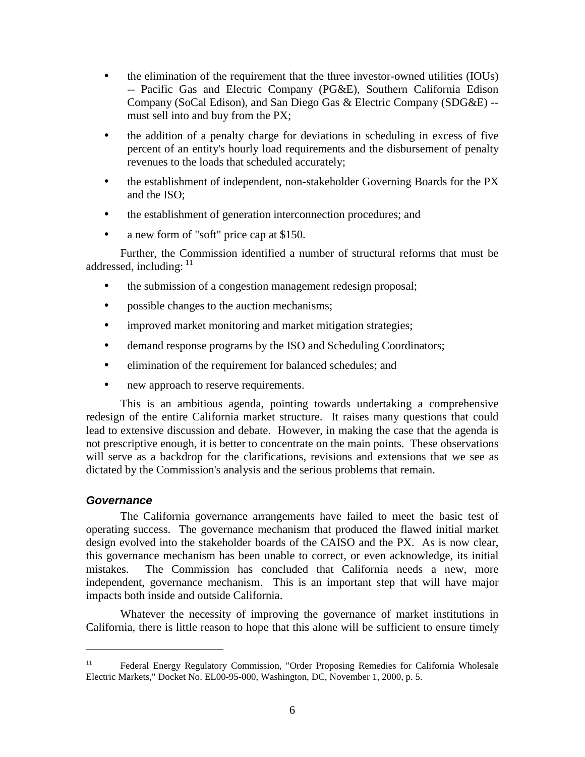- the elimination of the requirement that the three investor-owned utilities (IOUs) -- Pacific Gas and Electric Company (PG&E), Southern California Edison Company (SoCal Edison), and San Diego Gas & Electric Company (SDG&E) -- must sell into and buy from the PX;
- the addition of a penalty charge for deviations in scheduling in excess of five percent of an entity's hourly load requirements and the disbursement of penalty revenues to the loads that scheduled accurately;
- the establishment of independent, non-stakeholder Governing Boards for the PX and the ISO;
- the establishment of generation interconnection procedures; and
- a new form of "soft" price cap at $150.

Further, the Commission identified a number of structural reforms that must be addressed, including: [11]

- the submission of a congestion management redesign proposal;
- possible changes to the auction mechanisms;
- improved market monitoring and market mitigation strategies;
- demand response programs by the ISO and Scheduling Coordinators;
- elimination of the requirement for balanced schedules; and
- new approach to reserve requirements.

This is an ambitious agenda, pointing towards undertaking a comprehensive redesign of the entire California market structure. It raises many questions that could lead to extensive discussion and debate. However, in making the case that the agenda is not prescriptive enough, it is better to concentrate on the main points. These observations will serve as a backdrop for the clarifications, revisions and extensions that we see as dictated by the Commission's analysis and the serious problems that remain.

### *Governance*

The California governance arrangements have failed to meet the basic test of operating success. The governance mechanism that produced the flawed initial market design evolved into the stakeholder boards of the CAISO and the PX. As is now clear, this governance mechanism has been unable to correct, or even acknowledge, its initial mistakes. The Commission has concluded that California needs a new, more independent, governance mechanism. This is an important step that will have major impacts both inside and outside California.

Whatever the necessity of improving the governance of market institutions in California, there is little reason to hope that this alone will be sufficient to ensure timely

---

[11] Federal Energy Regulatory Commission, "Order Proposing Remedies for California Wholesale Electric Markets," Docket No. EL00-95-000, Washington, DC, November 1, 2000, p. 5.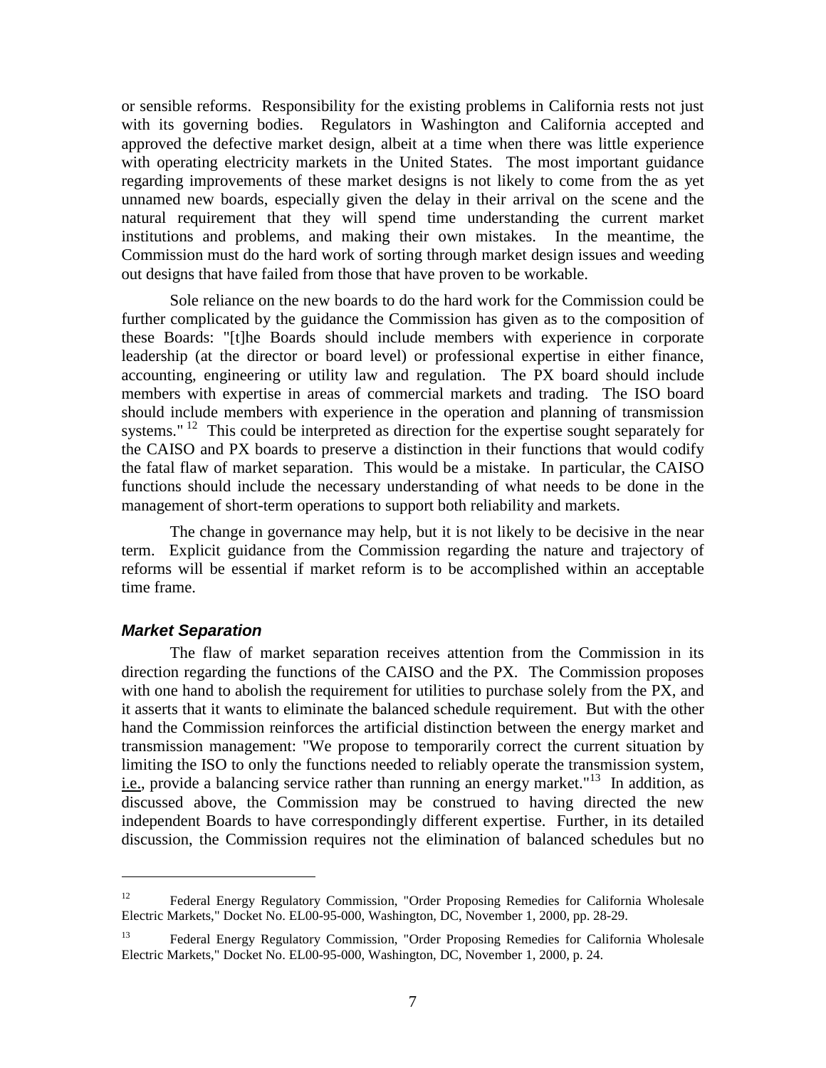or sensible reforms. Responsibility for the existing problems in California rests not just with its governing bodies. Regulators in Washington and California accepted and approved the defective market design, albeit at a time when there was little experience with operating electricity markets in the United States. The most important guidance regarding improvements of these market designs is not likely to come from the as yet unnamed new boards, especially given the delay in their arrival on the scene and the natural requirement that they will spend time understanding the current market institutions and problems, and making their own mistakes. In the meantime, the Commission must do the hard work of sorting through market design issues and weeding out designs that have failed from those that have proven to be workable.

Sole reliance on the new boards to do the hard work for the Commission could be further complicated by the guidance the Commission has given as to the composition of these Boards: "[t]he Boards should include members with experience in corporate leadership (at the director or board level) or professional expertise in either finance, accounting, engineering or utility law and regulation. The PX board should include members with expertise in areas of commercial markets and trading. The ISO board should include members with experience in the operation and planning of transmission systems." [12] This could be interpreted as direction for the expertise sought separately for the CAISO and PX boards to preserve a distinction in their functions that would codify the fatal flaw of market separation. This would be a mistake. In particular, the CAISO functions should include the necessary understanding of what needs to be done in the management of short-term operations to support both reliability and markets.

The change in governance may help, but it is not likely to be decisive in the near term. Explicit guidance from the Commission regarding the nature and trajectory of reforms will be essential if market reform is to be accomplished within an acceptable time frame.

### ***Market Separation***

The flaw of market separation receives attention from the Commission in its direction regarding the functions of the CAISO and the PX. The Commission proposes with one hand to abolish the requirement for utilities to purchase solely from the PX, and it asserts that it wants to eliminate the balanced schedule requirement. But with the other hand the Commission reinforces the artificial distinction between the energy market and transmission management: "We propose to temporarily correct the current situation by limiting the ISO to only the functions needed to reliably operate the transmission system, i.e., provide a balancing service rather than running an energy market."[13] In addition, as discussed above, the Commission may be construed to having directed the new independent Boards to have correspondingly different expertise. Further, in its detailed discussion, the Commission requires not the elimination of balanced schedules but no

---

[12] Federal Energy Regulatory Commission, "Order Proposing Remedies for California Wholesale Electric Markets," Docket No. EL00-95-000, Washington, DC, November 1, 2000, pp. 28-29.

[13] Federal Energy Regulatory Commission, "Order Proposing Remedies for California Wholesale Electric Markets," Docket No. EL00-95-000, Washington, DC, November 1, 2000, p. 24.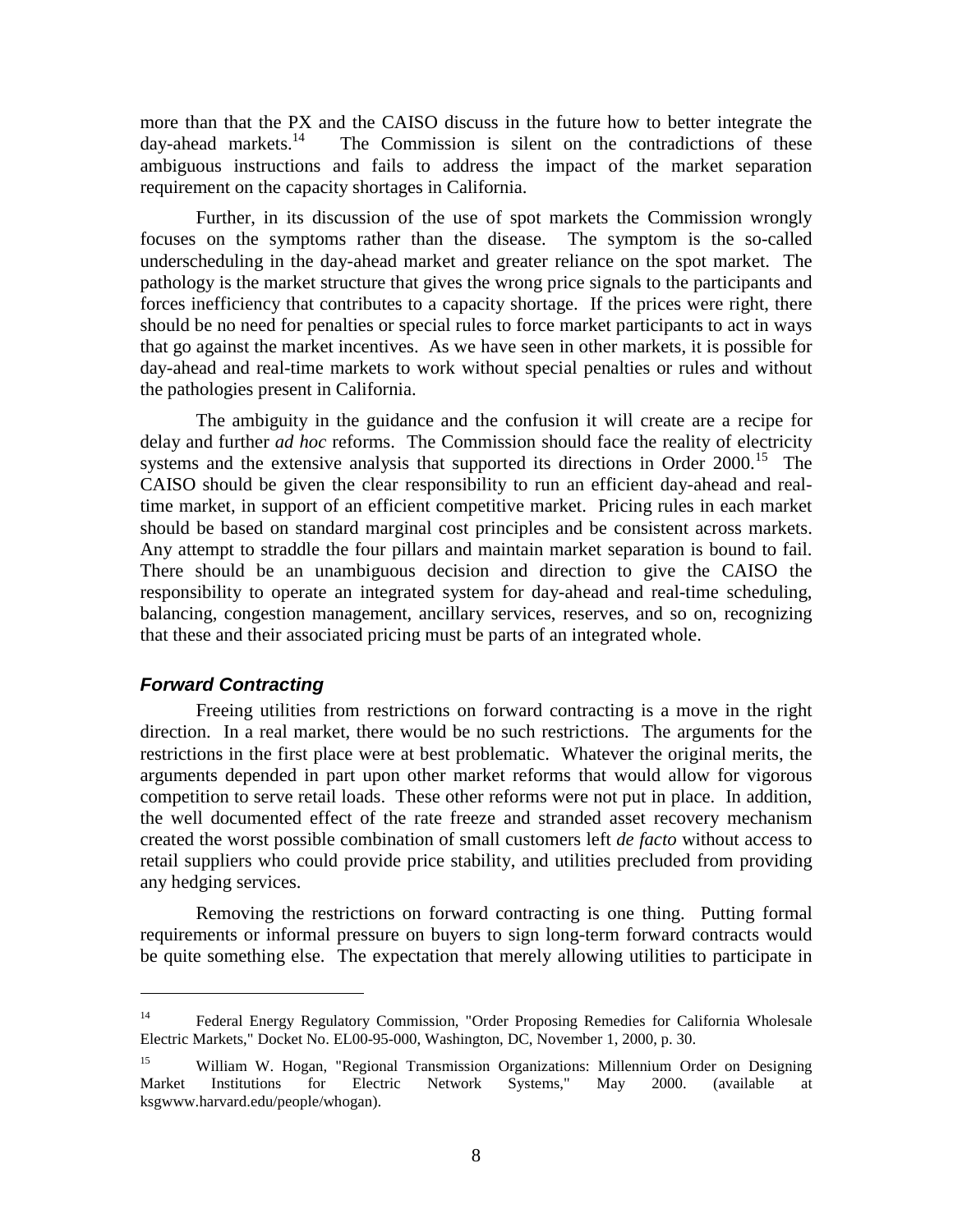more than that the PX and the CAISO discuss in the future how to better integrate the day-ahead markets.[14] The Commission is silent on the contradictions of these ambiguous instructions and fails to address the impact of the market separation requirement on the capacity shortages in California.

Further, in its discussion of the use of spot markets the Commission wrongly focuses on the symptoms rather than the disease. The symptom is the so-called underscheduling in the day-ahead market and greater reliance on the spot market. The pathology is the market structure that gives the wrong price signals to the participants and forces inefficiency that contributes to a capacity shortage. If the prices were right, there should be no need for penalties or special rules to force market participants to act in ways that go against the market incentives. As we have seen in other markets, it is possible for day-ahead and real-time markets to work without special penalties or rules and without the pathologies present in California.

The ambiguity in the guidance and the confusion it will create are a recipe for delay and further *ad hoc* reforms. The Commission should face the reality of electricity systems and the extensive analysis that supported its directions in Order 2000.[15] The CAISO should be given the clear responsibility to run an efficient day-ahead and real-time market, in support of an efficient competitive market. Pricing rules in each market should be based on standard marginal cost principles and be consistent across markets. Any attempt to straddle the four pillars and maintain market separation is bound to fail. There should be an unambiguous decision and direction to give the CAISO the responsibility to operate an integrated system for day-ahead and real-time scheduling, balancing, congestion management, ancillary services, reserves, and so on, recognizing that these and their associated pricing must be parts of an integrated whole.

### *Forward Contracting*

Freeing utilities from restrictions on forward contracting is a move in the right direction. In a real market, there would be no such restrictions. The arguments for the restrictions in the first place were at best problematic. Whatever the original merits, the arguments depended in part upon other market reforms that would allow for vigorous competition to serve retail loads. These other reforms were not put in place. In addition, the well documented effect of the rate freeze and stranded asset recovery mechanism created the worst possible combination of small customers left *de facto* without access to retail suppliers who could provide price stability, and utilities precluded from providing any hedging services.

Removing the restrictions on forward contracting is one thing. Putting formal requirements or informal pressure on buyers to sign long-term forward contracts would be quite something else. The expectation that merely allowing utilities to participate in

---

[14] Federal Energy Regulatory Commission, "Order Proposing Remedies for California Wholesale Electric Markets," Docket No. EL00-95-000, Washington, DC, November 1, 2000, p. 30.

[15] William W. Hogan, "Regional Transmission Organizations: Millennium Order on Designing Market Institutions for Electric Network Systems," May 2000. (available at ksgwww.harvard.edu/people/whogan).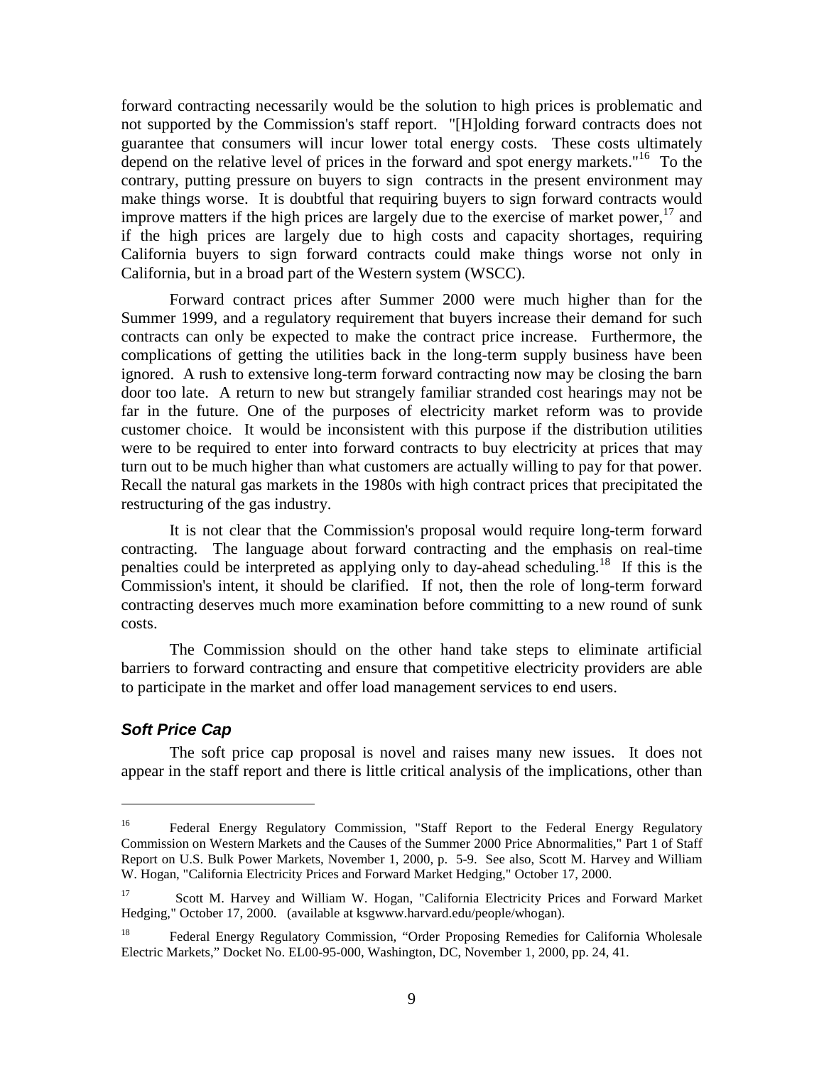forward contracting necessarily would be the solution to high prices is problematic and not supported by the Commission's staff report. "[H]olding forward contracts does not guarantee that consumers will incur lower total energy costs. These costs ultimately depend on the relative level of prices in the forward and spot energy markets."[16] To the contrary, putting pressure on buyers to sign contracts in the present environment may make things worse. It is doubtful that requiring buyers to sign forward contracts would improve matters if the high prices are largely due to the exercise of market power,[17] and if the high prices are largely due to high costs and capacity shortages, requiring California buyers to sign forward contracts could make things worse not only in California, but in a broad part of the Western system (WSCC).

Forward contract prices after Summer 2000 were much higher than for the Summer 1999, and a regulatory requirement that buyers increase their demand for such contracts can only be expected to make the contract price increase. Furthermore, the complications of getting the utilities back in the long-term supply business have been ignored. A rush to extensive long-term forward contracting now may be closing the barn door too late. A return to new but strangely familiar stranded cost hearings may not be far in the future. One of the purposes of electricity market reform was to provide customer choice. It would be inconsistent with this purpose if the distribution utilities were to be required to enter into forward contracts to buy electricity at prices that may turn out to be much higher than what customers are actually willing to pay for that power. Recall the natural gas markets in the 1980s with high contract prices that precipitated the restructuring of the gas industry.

It is not clear that the Commission's proposal would require long-term forward contracting. The language about forward contracting and the emphasis on real-time penalties could be interpreted as applying only to day-ahead scheduling.[18] If this is the Commission's intent, it should be clarified. If not, then the role of long-term forward contracting deserves much more examination before committing to a new round of sunk costs.

The Commission should on the other hand take steps to eliminate artificial barriers to forward contracting and ensure that competitive electricity providers are able to participate in the market and offer load management services to end users.

### ***Soft Price Cap***

The soft price cap proposal is novel and raises many new issues. It does not appear in the staff report and there is little critical analysis of the implications, other than

---

[16] Federal Energy Regulatory Commission, "Staff Report to the Federal Energy Regulatory Commission on Western Markets and the Causes of the Summer 2000 Price Abnormalities," Part 1 of Staff Report on U.S. Bulk Power Markets, November 1, 2000, p. 5-9. See also, Scott M. Harvey and William W. Hogan, "California Electricity Prices and Forward Market Hedging," October 17, 2000.

[17] Scott M. Harvey and William W. Hogan, "California Electricity Prices and Forward Market Hedging," October 17, 2000. (available at ksgwww.harvard.edu/people/whogan).

[18] Federal Energy Regulatory Commission, "Order Proposing Remedies for California Wholesale Electric Markets," Docket No. EL00-95-000, Washington, DC, November 1, 2000, pp. 24, 41.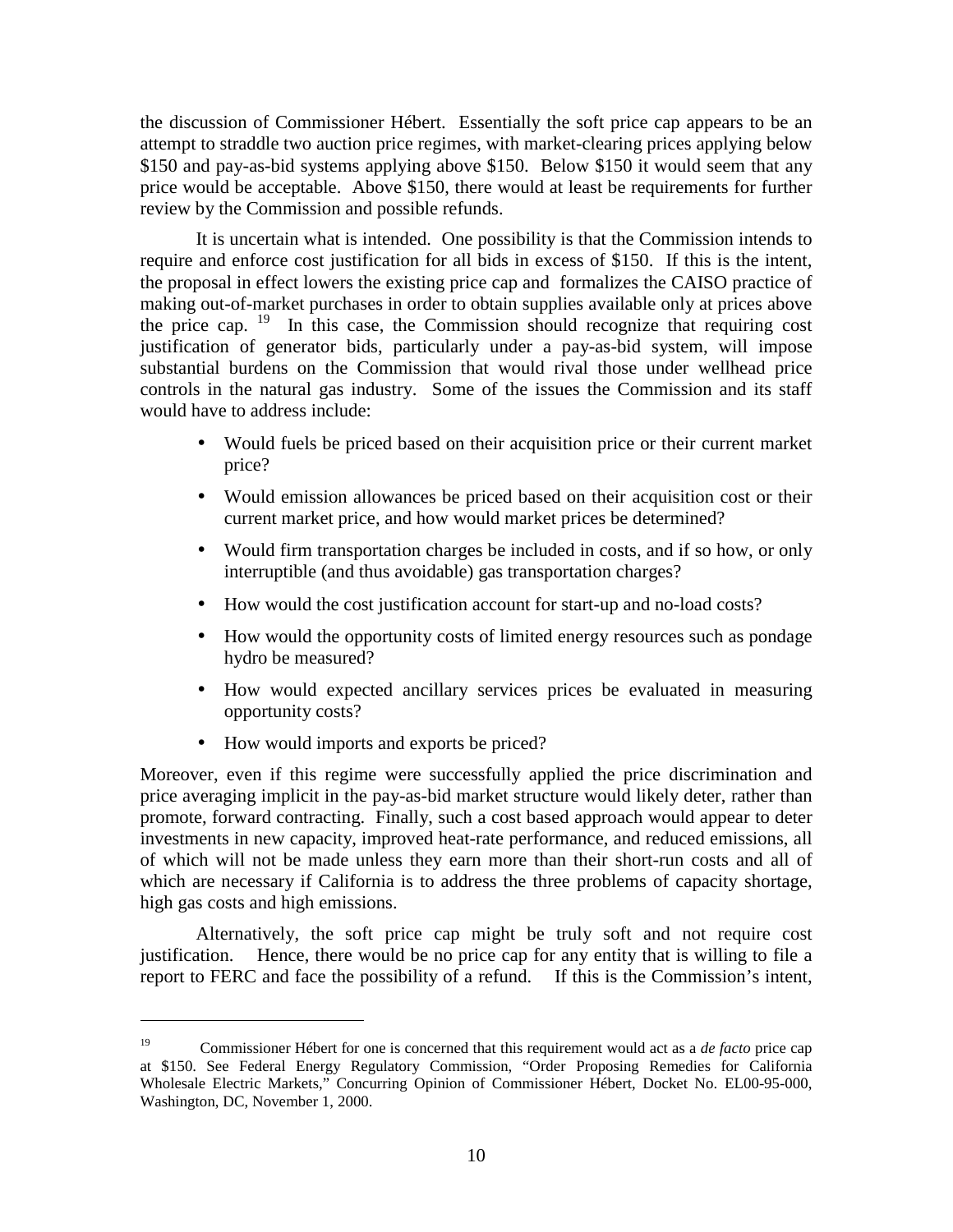the discussion of Commissioner Hébert. Essentially the soft price cap appears to be an attempt to straddle two auction price regimes, with market-clearing prices applying below \$150 and pay-as-bid systems applying above \$150. Below \$150 it would seem that any price would be acceptable. Above \$150, there would at least be requirements for further review by the Commission and possible refunds.

It is uncertain what is intended. One possibility is that the Commission intends to require and enforce cost justification for all bids in excess of \$150. If this is the intent, the proposal in effect lowers the existing price cap and formalizes the CAISO practice of making out-of-market purchases in order to obtain supplies available only at prices above the price cap. [19] In this case, the Commission should recognize that requiring cost justification of generator bids, particularly under a pay-as-bid system, will impose substantial burdens on the Commission that would rival those under wellhead price controls in the natural gas industry. Some of the issues the Commission and its staff would have to address include:

- Would fuels be priced based on their acquisition price or their current market price?
- Would emission allowances be priced based on their acquisition cost or their current market price, and how would market prices be determined?
- Would firm transportation charges be included in costs, and if so how, or only interruptible (and thus avoidable) gas transportation charges?
- How would the cost justification account for start-up and no-load costs?
- How would the opportunity costs of limited energy resources such as pondage hydro be measured?
- How would expected ancillary services prices be evaluated in measuring opportunity costs?
- How would imports and exports be priced?

Moreover, even if this regime were successfully applied the price discrimination and price averaging implicit in the pay-as-bid market structure would likely deter, rather than promote, forward contracting. Finally, such a cost based approach would appear to deter investments in new capacity, improved heat-rate performance, and reduced emissions, all of which will not be made unless they earn more than their short-run costs and all of which are necessary if California is to address the three problems of capacity shortage, high gas costs and high emissions.

Alternatively, the soft price cap might be truly soft and not require cost justification. Hence, there would be no price cap for any entity that is willing to file a report to FERC and face the possibility of a refund. If this is the Commission's intent,

---

[19] Commissioner Hébert for one is concerned that this requirement would act as a *de facto* price cap at \$150. See Federal Energy Regulatory Commission, "Order Proposing Remedies for California Wholesale Electric Markets," Concurring Opinion of Commissioner Hébert, Docket No. EL00-95-000, Washington, DC, November 1, 2000.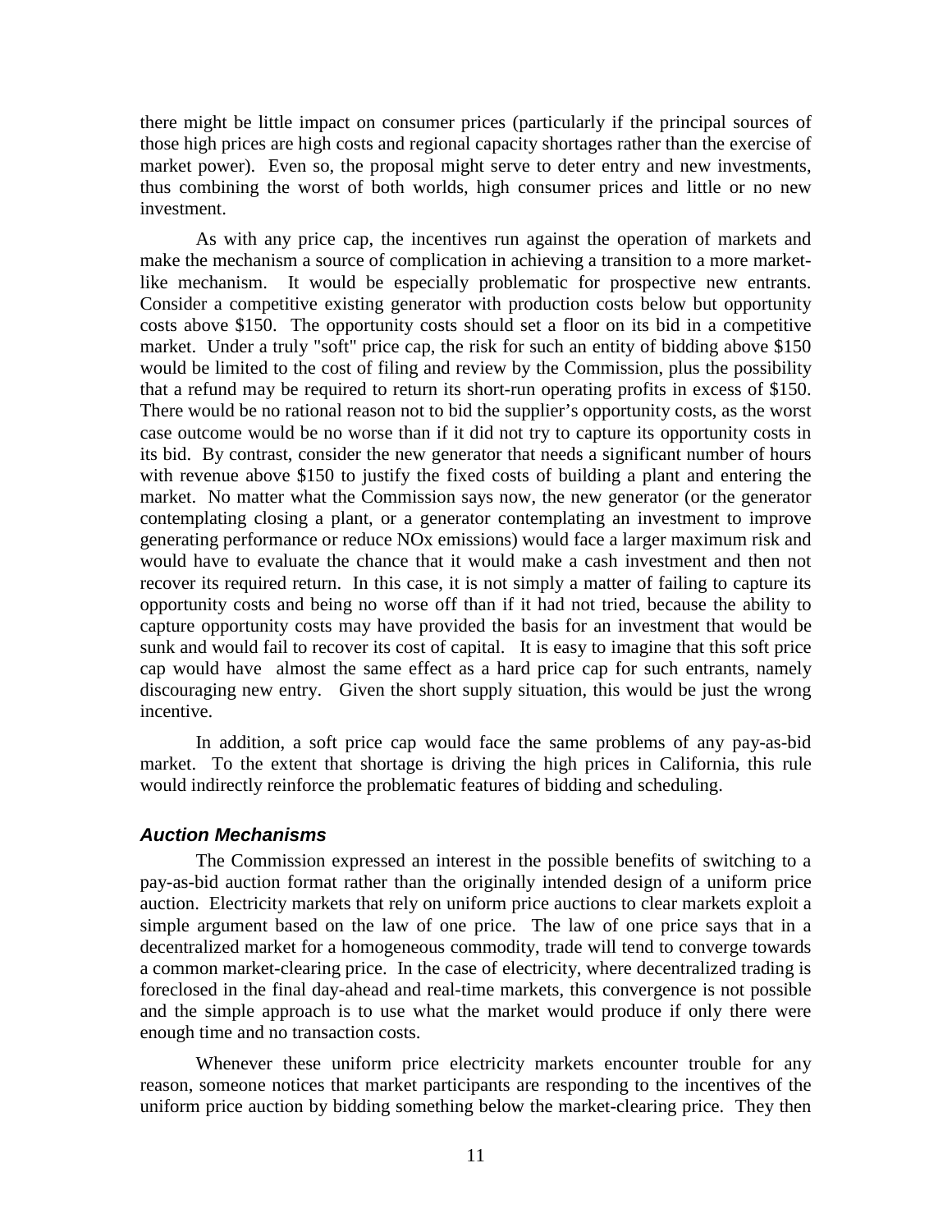there might be little impact on consumer prices (particularly if the principal sources of those high prices are high costs and regional capacity shortages rather than the exercise of market power). Even so, the proposal might serve to deter entry and new investments, thus combining the worst of both worlds, high consumer prices and little or no new investment.

As with any price cap, the incentives run against the operation of markets and make the mechanism a source of complication in achieving a transition to a more market-like mechanism. It would be especially problematic for prospective new entrants. Consider a competitive existing generator with production costs below but opportunity costs above \$150. The opportunity costs should set a floor on its bid in a competitive market. Under a truly "soft" price cap, the risk for such an entity of bidding above \$150 would be limited to the cost of filing and review by the Commission, plus the possibility that a refund may be required to return its short-run operating profits in excess of \$150. There would be no rational reason not to bid the supplier's opportunity costs, as the worst case outcome would be no worse than if it did not try to capture its opportunity costs in its bid. By contrast, consider the new generator that needs a significant number of hours with revenue above \$150 to justify the fixed costs of building a plant and entering the market. No matter what the Commission says now, the new generator (or the generator contemplating closing a plant, or a generator contemplating an investment to improve generating performance or reduce NOx emissions) would face a larger maximum risk and would have to evaluate the chance that it would make a cash investment and then not recover its required return. In this case, it is not simply a matter of failing to capture its opportunity costs and being no worse off than if it had not tried, because the ability to capture opportunity costs may have provided the basis for an investment that would be sunk and would fail to recover its cost of capital. It is easy to imagine that this soft price cap would have almost the same effect as a hard price cap for such entrants, namely discouraging new entry. Given the short supply situation, this would be just the wrong incentive.

In addition, a soft price cap would face the same problems of any pay-as-bid market. To the extent that shortage is driving the high prices in California, this rule would indirectly reinforce the problematic features of bidding and scheduling.

### *Auction Mechanisms*

The Commission expressed an interest in the possible benefits of switching to a pay-as-bid auction format rather than the originally intended design of a uniform price auction. Electricity markets that rely on uniform price auctions to clear markets exploit a simple argument based on the law of one price. The law of one price says that in a decentralized market for a homogeneous commodity, trade will tend to converge towards a common market-clearing price. In the case of electricity, where decentralized trading is foreclosed in the final day-ahead and real-time markets, this convergence is not possible and the simple approach is to use what the market would produce if only there were enough time and no transaction costs.

Whenever these uniform price electricity markets encounter trouble for any reason, someone notices that market participants are responding to the incentives of the uniform price auction by bidding something below the market-clearing price. They then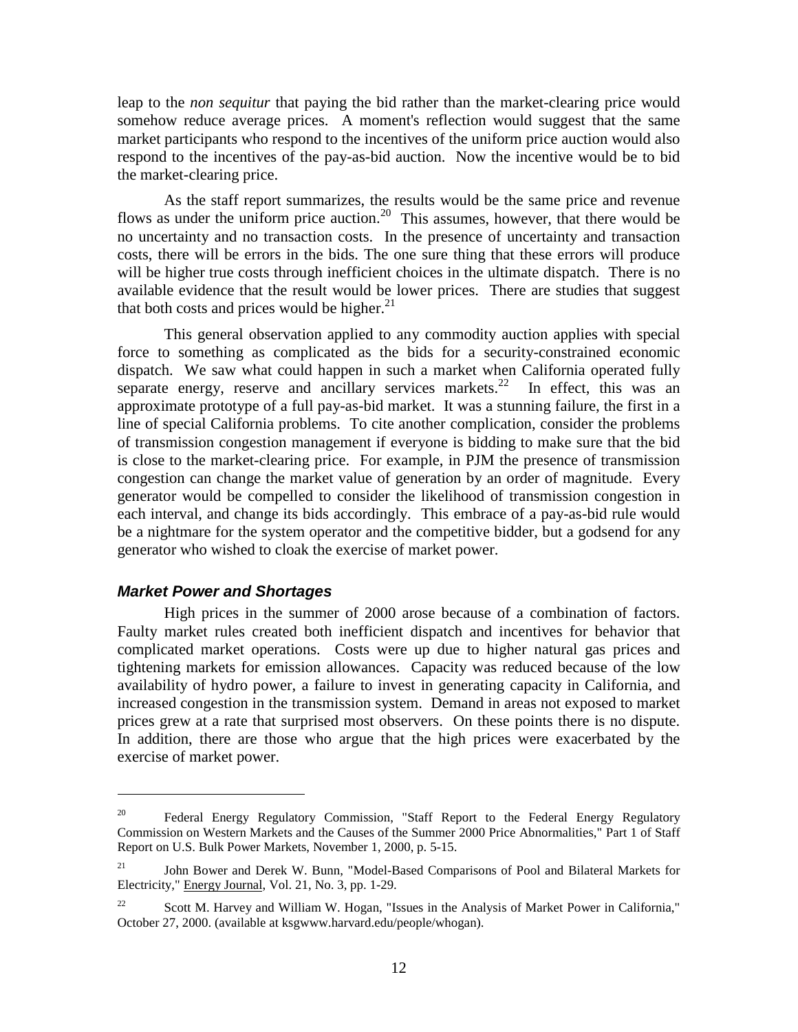leap to the *non sequitur* that paying the bid rather than the market-clearing price would somehow reduce average prices. A moment's reflection would suggest that the same market participants who respond to the incentives of the uniform price auction would also respond to the incentives of the pay-as-bid auction. Now the incentive would be to bid the market-clearing price.

As the staff report summarizes, the results would be the same price and revenue flows as under the uniform price auction.[20] This assumes, however, that there would be no uncertainty and no transaction costs. In the presence of uncertainty and transaction costs, there will be errors in the bids. The one sure thing that these errors will produce will be higher true costs through inefficient choices in the ultimate dispatch. There is no available evidence that the result would be lower prices. There are studies that suggest that both costs and prices would be higher.[21]

This general observation applied to any commodity auction applies with special force to something as complicated as the bids for a security-constrained economic dispatch. We saw what could happen in such a market when California operated fully separate energy, reserve and ancillary services markets.[22] In effect, this was an approximate prototype of a full pay-as-bid market. It was a stunning failure, the first in a line of special California problems. To cite another complication, consider the problems of transmission congestion management if everyone is bidding to make sure that the bid is close to the market-clearing price. For example, in PJM the presence of transmission congestion can change the market value of generation by an order of magnitude. Every generator would be compelled to consider the likelihood of transmission congestion in each interval, and change its bids accordingly. This embrace of a pay-as-bid rule would be a nightmare for the system operator and the competitive bidder, but a godsend for any generator who wished to cloak the exercise of market power.

### *Market Power and Shortages*

High prices in the summer of 2000 arose because of a combination of factors. Faulty market rules created both inefficient dispatch and incentives for behavior that complicated market operations. Costs were up due to higher natural gas prices and tightening markets for emission allowances. Capacity was reduced because of the low availability of hydro power, a failure to invest in generating capacity in California, and increased congestion in the transmission system. Demand in areas not exposed to market prices grew at a rate that surprised most observers. On these points there is no dispute. In addition, there are those who argue that the high prices were exacerbated by the exercise of market power.

---

[20] Federal Energy Regulatory Commission, "Staff Report to the Federal Energy Regulatory Commission on Western Markets and the Causes of the Summer 2000 Price Abnormalities," Part 1 of Staff Report on U.S. Bulk Power Markets, November 1, 2000, p. 5-15.

[21] John Bower and Derek W. Bunn, "Model-Based Comparisons of Pool and Bilateral Markets for Electricity," Energy Journal, Vol. 21, No. 3, pp. 1-29.

[22] Scott M. Harvey and William W. Hogan, "Issues in the Analysis of Market Power in California," October 27, 2000. (available at ksgwww.harvard.edu/people/whogan).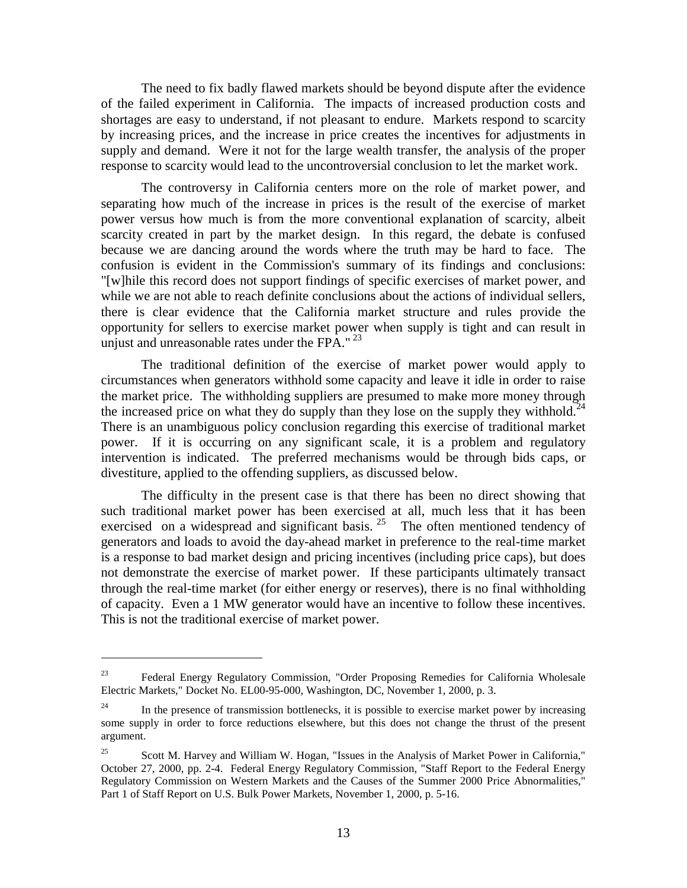The need to fix badly flawed markets should be beyond dispute after the evidence of the failed experiment in California. The impacts of increased production costs and shortages are easy to understand, if not pleasant to endure. Markets respond to scarcity by increasing prices, and the increase in price creates the incentives for adjustments in supply and demand. Were it not for the large wealth transfer, the analysis of the proper response to scarcity would lead to the uncontroversial conclusion to let the market work.

The controversy in California centers more on the role of market power, and separating how much of the increase in prices is the result of the exercise of market power versus how much is from the more conventional explanation of scarcity, albeit scarcity created in part by the market design. In this regard, the debate is confused because we are dancing around the words where the truth may be hard to face. The confusion is evident in the Commission's summary of its findings and conclusions: "[w]hile this record does not support findings of specific exercises of market power, and while we are not able to reach definite conclusions about the actions of individual sellers, there is clear evidence that the California market structure and rules provide the opportunity for sellers to exercise market power when supply is tight and can result in unjust and unreasonable rates under the FPA."[23]

The traditional definition of the exercise of market power would apply to circumstances when generators withhold some capacity and leave it idle in order to raise the market price. The withholding suppliers are presumed to make more money through the increased price on what they do supply than they lose on the supply they withhold.[24] There is an unambiguous policy conclusion regarding this exercise of traditional market power. If it is occurring on any significant scale, it is a problem and regulatory intervention is indicated. The preferred mechanisms would be through bids caps, or divestiture, applied to the offending suppliers, as discussed below.

The difficulty in the present case is that there has been no direct showing that such traditional market power has been exercised at all, much less that it has been exercised on a widespread and significant basis.[25] The often mentioned tendency of generators and loads to avoid the day-ahead market in preference to the real-time market is a response to bad market design and pricing incentives (including price caps), but does not demonstrate the exercise of market power. If these participants ultimately transact through the real-time market (for either energy or reserves), there is no final withholding of capacity. Even a 1 MW generator would have an incentive to follow these incentives. This is not the traditional exercise of market power.

---

[23] Federal Energy Regulatory Commission, "Order Proposing Remedies for California Wholesale Electric Markets," Docket No. EL00-95-000, Washington, DC, November 1, 2000, p. 3.

[24] In the presence of transmission bottlenecks, it is possible to exercise market power by increasing some supply in order to force reductions elsewhere, but this does not change the thrust of the present argument.

[25] Scott M. Harvey and William W. Hogan, "Issues in the Analysis of Market Power in California," October 27, 2000, pp. 2-4. Federal Energy Regulatory Commission, "Staff Report to the Federal Energy Regulatory Commission on Western Markets and the Causes of the Summer 2000 Price Abnormalities," Part 1 of Staff Report on U.S. Bulk Power Markets, November 1, 2000, p. 5-16.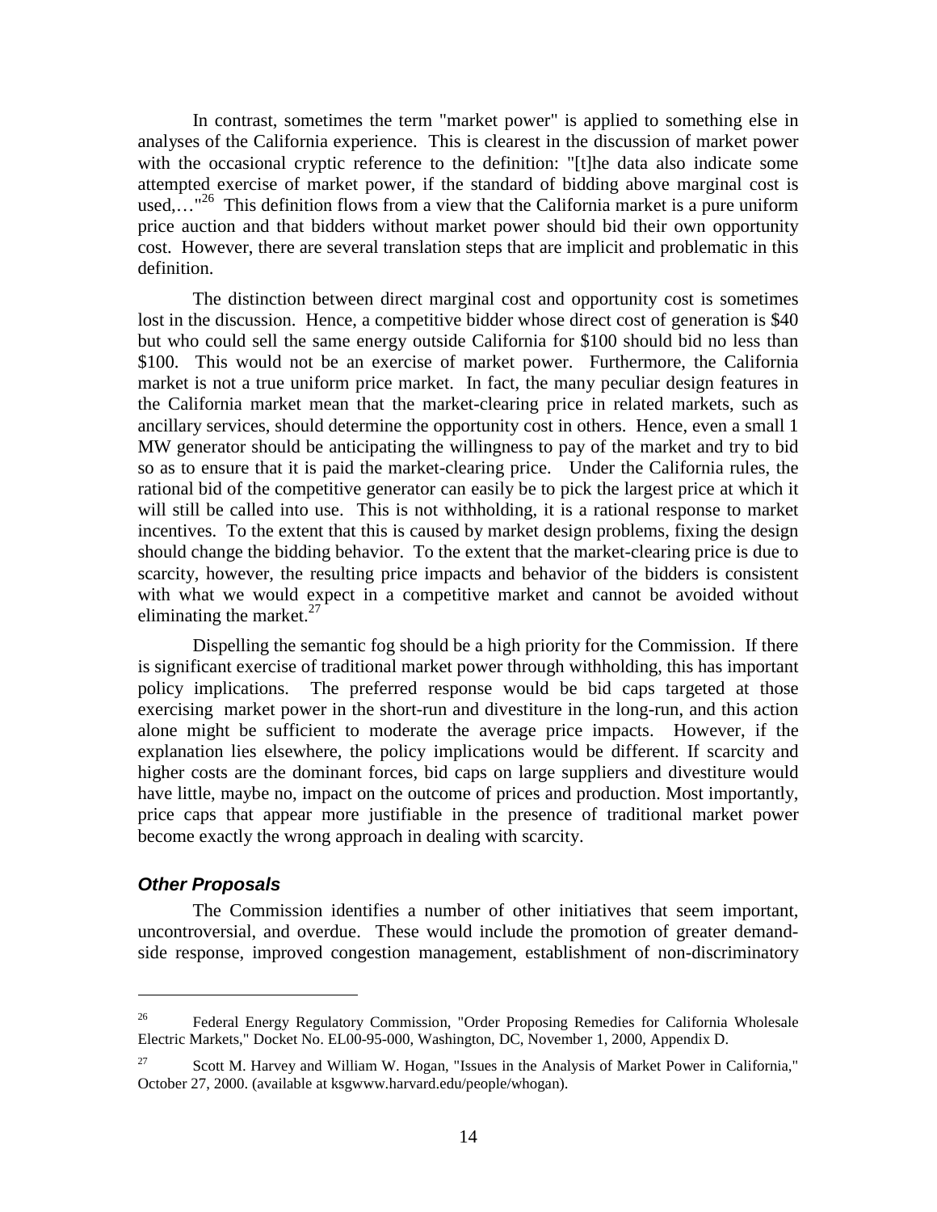In contrast, sometimes the term "market power" is applied to something else in analyses of the California experience. This is clearest in the discussion of market power with the occasional cryptic reference to the definition: "[t]he data also indicate some attempted exercise of market power, if the standard of bidding above marginal cost is used,…"[26] This definition flows from a view that the California market is a pure uniform price auction and that bidders without market power should bid their own opportunity cost. However, there are several translation steps that are implicit and problematic in this definition.

The distinction between direct marginal cost and opportunity cost is sometimes lost in the discussion. Hence, a competitive bidder whose direct cost of generation is $40 but who could sell the same energy outside California for $100 should bid no less than $100. This would not be an exercise of market power. Furthermore, the California market is not a true uniform price market. In fact, the many peculiar design features in the California market mean that the market-clearing price in related markets, such as ancillary services, should determine the opportunity cost in others. Hence, even a small 1 MW generator should be anticipating the willingness to pay of the market and try to bid so as to ensure that it is paid the market-clearing price. Under the California rules, the rational bid of the competitive generator can easily be to pick the largest price at which it will still be called into use. This is not withholding, it is a rational response to market incentives. To the extent that this is caused by market design problems, fixing the design should change the bidding behavior. To the extent that the market-clearing price is due to scarcity, however, the resulting price impacts and behavior of the bidders is consistent with what we would expect in a competitive market and cannot be avoided without eliminating the market.[27]

Dispelling the semantic fog should be a high priority for the Commission. If there is significant exercise of traditional market power through withholding, this has important policy implications. The preferred response would be bid caps targeted at those exercising market power in the short-run and divestiture in the long-run, and this action alone might be sufficient to moderate the average price impacts. However, if the explanation lies elsewhere, the policy implications would be different. If scarcity and higher costs are the dominant forces, bid caps on large suppliers and divestiture would have little, maybe no, impact on the outcome of prices and production. Most importantly, price caps that appear more justifiable in the presence of traditional market power become exactly the wrong approach in dealing with scarcity.

### ***Other Proposals***

The Commission identifies a number of other initiatives that seem important, uncontroversial, and overdue. These would include the promotion of greater demand-side response, improved congestion management, establishment of non-discriminatory

---

[26] Federal Energy Regulatory Commission, "Order Proposing Remedies for California Wholesale Electric Markets," Docket No. EL00-95-000, Washington, DC, November 1, 2000, Appendix D.

[27] Scott M. Harvey and William W. Hogan, "Issues in the Analysis of Market Power in California," October 27, 2000. (available at ksgwww.harvard.edu/people/whogan).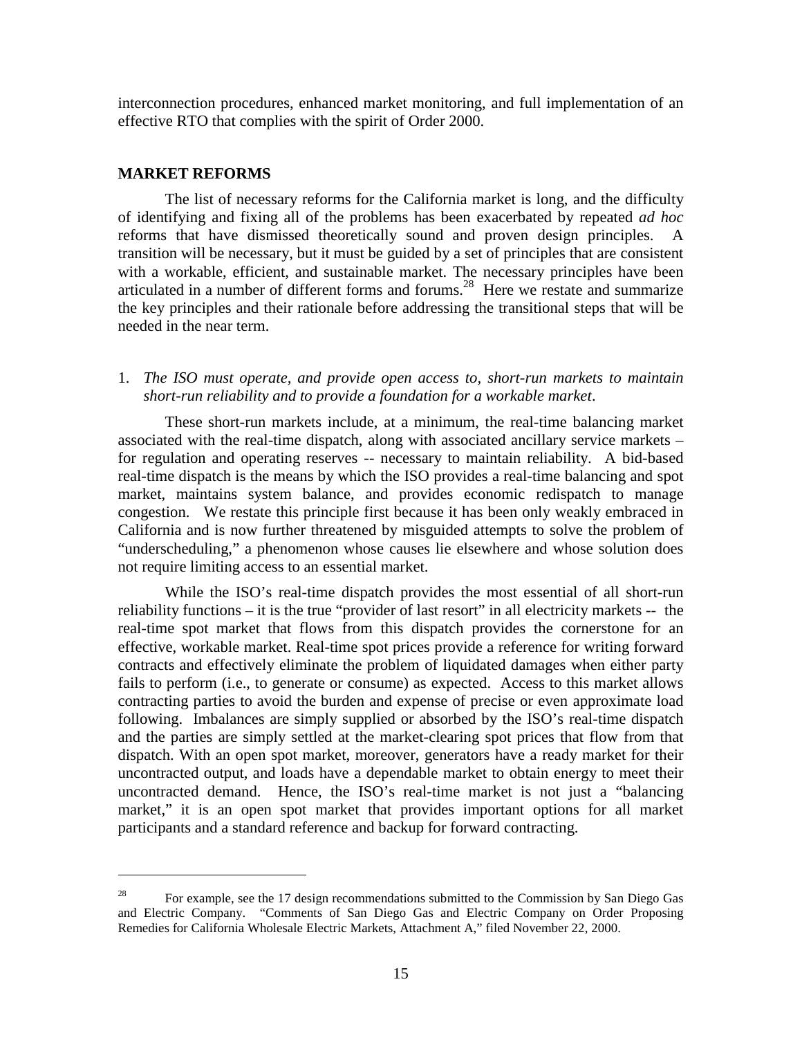interconnection procedures, enhanced market monitoring, and full implementation of an effective RTO that complies with the spirit of Order 2000.

## MARKET REFORMS

The list of necessary reforms for the California market is long, and the difficulty of identifying and fixing all of the problems has been exacerbated by repeated *ad hoc* reforms that have dismissed theoretically sound and proven design principles. A transition will be necessary, but it must be guided by a set of principles that are consistent with a workable, efficient, and sustainable market. The necessary principles have been articulated in a number of different forms and forums.[28] Here we restate and summarize the key principles and their rationale before addressing the transitional steps that will be needed in the near term.

1. *The ISO must operate, and provide open access to, short-run markets to maintain short-run reliability and to provide a foundation for a workable market*.

These short-run markets include, at a minimum, the real-time balancing market associated with the real-time dispatch, along with associated ancillary service markets – for regulation and operating reserves -- necessary to maintain reliability. A bid-based real-time dispatch is the means by which the ISO provides a real-time balancing and spot market, maintains system balance, and provides economic redispatch to manage congestion. We restate this principle first because it has been only weakly embraced in California and is now further threatened by misguided attempts to solve the problem of "underscheduling," a phenomenon whose causes lie elsewhere and whose solution does not require limiting access to an essential market.

While the ISO's real-time dispatch provides the most essential of all short-run reliability functions – it is the true "provider of last resort" in all electricity markets -- the real-time spot market that flows from this dispatch provides the cornerstone for an effective, workable market. Real-time spot prices provide a reference for writing forward contracts and effectively eliminate the problem of liquidated damages when either party fails to perform (i.e., to generate or consume) as expected. Access to this market allows contracting parties to avoid the burden and expense of precise or even approximate load following. Imbalances are simply supplied or absorbed by the ISO's real-time dispatch and the parties are simply settled at the market-clearing spot prices that flow from that dispatch. With an open spot market, moreover, generators have a ready market for their uncontracted output, and loads have a dependable market to obtain energy to meet their uncontracted demand. Hence, the ISO's real-time market is not just a "balancing market," it is an open spot market that provides important options for all market participants and a standard reference and backup for forward contracting.

---

[28] For example, see the 17 design recommendations submitted to the Commission by San Diego Gas and Electric Company. "Comments of San Diego Gas and Electric Company on Order Proposing Remedies for California Wholesale Electric Markets, Attachment A," filed November 22, 2000.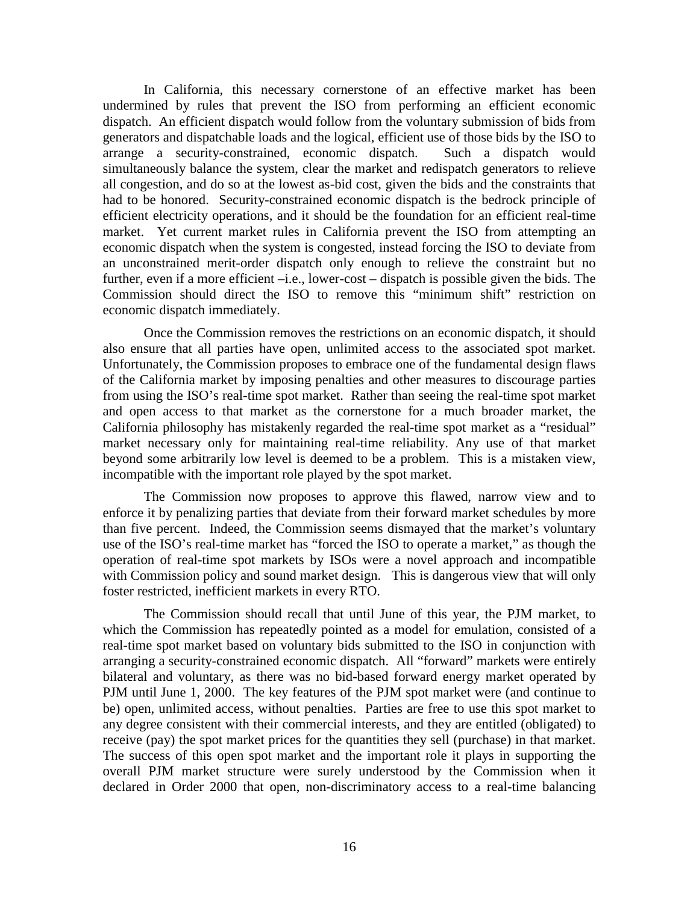In California, this necessary cornerstone of an effective market has been undermined by rules that prevent the ISO from performing an efficient economic dispatch. An efficient dispatch would follow from the voluntary submission of bids from generators and dispatchable loads and the logical, efficient use of those bids by the ISO to arrange a security-constrained, economic dispatch. Such a dispatch would simultaneously balance the system, clear the market and redispatch generators to relieve all congestion, and do so at the lowest as-bid cost, given the bids and the constraints that had to be honored. Security-constrained economic dispatch is the bedrock principle of efficient electricity operations, and it should be the foundation for an efficient real-time market. Yet current market rules in California prevent the ISO from attempting an economic dispatch when the system is congested, instead forcing the ISO to deviate from an unconstrained merit-order dispatch only enough to relieve the constraint but no further, even if a more efficient –i.e., lower-cost – dispatch is possible given the bids. The Commission should direct the ISO to remove this "minimum shift" restriction on economic dispatch immediately.

Once the Commission removes the restrictions on an economic dispatch, it should also ensure that all parties have open, unlimited access to the associated spot market. Unfortunately, the Commission proposes to embrace one of the fundamental design flaws of the California market by imposing penalties and other measures to discourage parties from using the ISO's real-time spot market. Rather than seeing the real-time spot market and open access to that market as the cornerstone for a much broader market, the California philosophy has mistakenly regarded the real-time spot market as a "residual" market necessary only for maintaining real-time reliability. Any use of that market beyond some arbitrarily low level is deemed to be a problem. This is a mistaken view, incompatible with the important role played by the spot market.

The Commission now proposes to approve this flawed, narrow view and to enforce it by penalizing parties that deviate from their forward market schedules by more than five percent. Indeed, the Commission seems dismayed that the market's voluntary use of the ISO's real-time market has "forced the ISO to operate a market," as though the operation of real-time spot markets by ISOs were a novel approach and incompatible with Commission policy and sound market design. This is dangerous view that will only foster restricted, inefficient markets in every RTO.

The Commission should recall that until June of this year, the PJM market, to which the Commission has repeatedly pointed as a model for emulation, consisted of a real-time spot market based on voluntary bids submitted to the ISO in conjunction with arranging a security-constrained economic dispatch. All "forward" markets were entirely bilateral and voluntary, as there was no bid-based forward energy market operated by PJM until June 1, 2000. The key features of the PJM spot market were (and continue to be) open, unlimited access, without penalties. Parties are free to use this spot market to any degree consistent with their commercial interests, and they are entitled (obligated) to receive (pay) the spot market prices for the quantities they sell (purchase) in that market. The success of this open spot market and the important role it plays in supporting the overall PJM market structure were surely understood by the Commission when it declared in Order 2000 that open, non-discriminatory access to a real-time balancing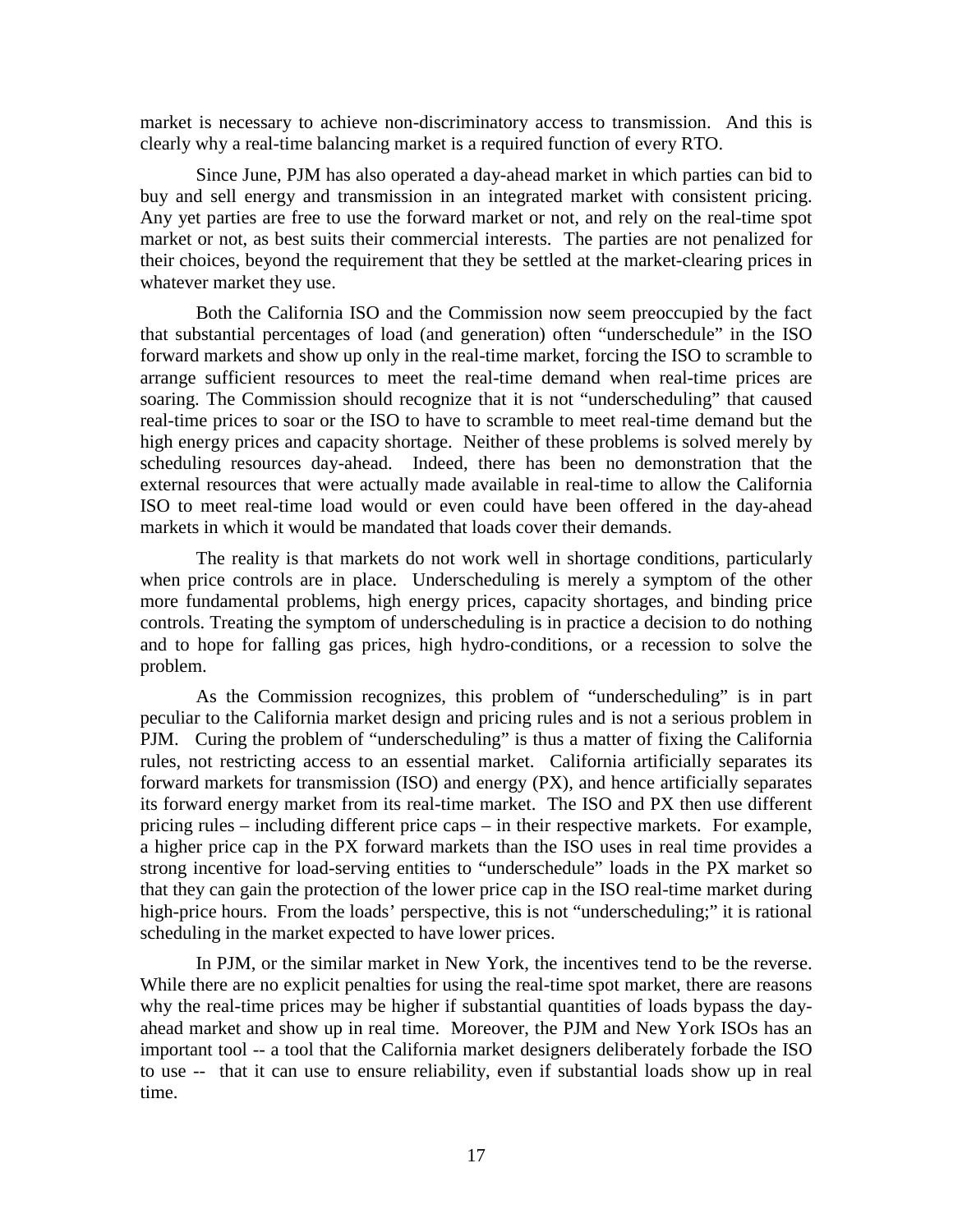market is necessary to achieve non-discriminatory access to transmission. And this is clearly why a real-time balancing market is a required function of every RTO.

Since June, PJM has also operated a day-ahead market in which parties can bid to buy and sell energy and transmission in an integrated market with consistent pricing. Any yet parties are free to use the forward market or not, and rely on the real-time spot market or not, as best suits their commercial interests. The parties are not penalized for their choices, beyond the requirement that they be settled at the market-clearing prices in whatever market they use.

Both the California ISO and the Commission now seem preoccupied by the fact that substantial percentages of load (and generation) often "underschedule" in the ISO forward markets and show up only in the real-time market, forcing the ISO to scramble to arrange sufficient resources to meet the real-time demand when real-time prices are soaring. The Commission should recognize that it is not "underscheduling" that caused real-time prices to soar or the ISO to have to scramble to meet real-time demand but the high energy prices and capacity shortage. Neither of these problems is solved merely by scheduling resources day-ahead. Indeed, there has been no demonstration that the external resources that were actually made available in real-time to allow the California ISO to meet real-time load would or even could have been offered in the day-ahead markets in which it would be mandated that loads cover their demands.

The reality is that markets do not work well in shortage conditions, particularly when price controls are in place. Underscheduling is merely a symptom of the other more fundamental problems, high energy prices, capacity shortages, and binding price controls. Treating the symptom of underscheduling is in practice a decision to do nothing and to hope for falling gas prices, high hydro-conditions, or a recession to solve the problem.

As the Commission recognizes, this problem of "underscheduling" is in part peculiar to the California market design and pricing rules and is not a serious problem in PJM. Curing the problem of "underscheduling" is thus a matter of fixing the California rules, not restricting access to an essential market. California artificially separates its forward markets for transmission (ISO) and energy (PX), and hence artificially separates its forward energy market from its real-time market. The ISO and PX then use different pricing rules – including different price caps – in their respective markets. For example, a higher price cap in the PX forward markets than the ISO uses in real time provides a strong incentive for load-serving entities to "underschedule" loads in the PX market so that they can gain the protection of the lower price cap in the ISO real-time market during high-price hours. From the loads' perspective, this is not "underscheduling;" it is rational scheduling in the market expected to have lower prices.

In PJM, or the similar market in New York, the incentives tend to be the reverse. While there are no explicit penalties for using the real-time spot market, there are reasons why the real-time prices may be higher if substantial quantities of loads bypass the day-ahead market and show up in real time. Moreover, the PJM and New York ISOs has an important tool -- a tool that the California market designers deliberately forbade the ISO to use -- that it can use to ensure reliability, even if substantial loads show up in real time.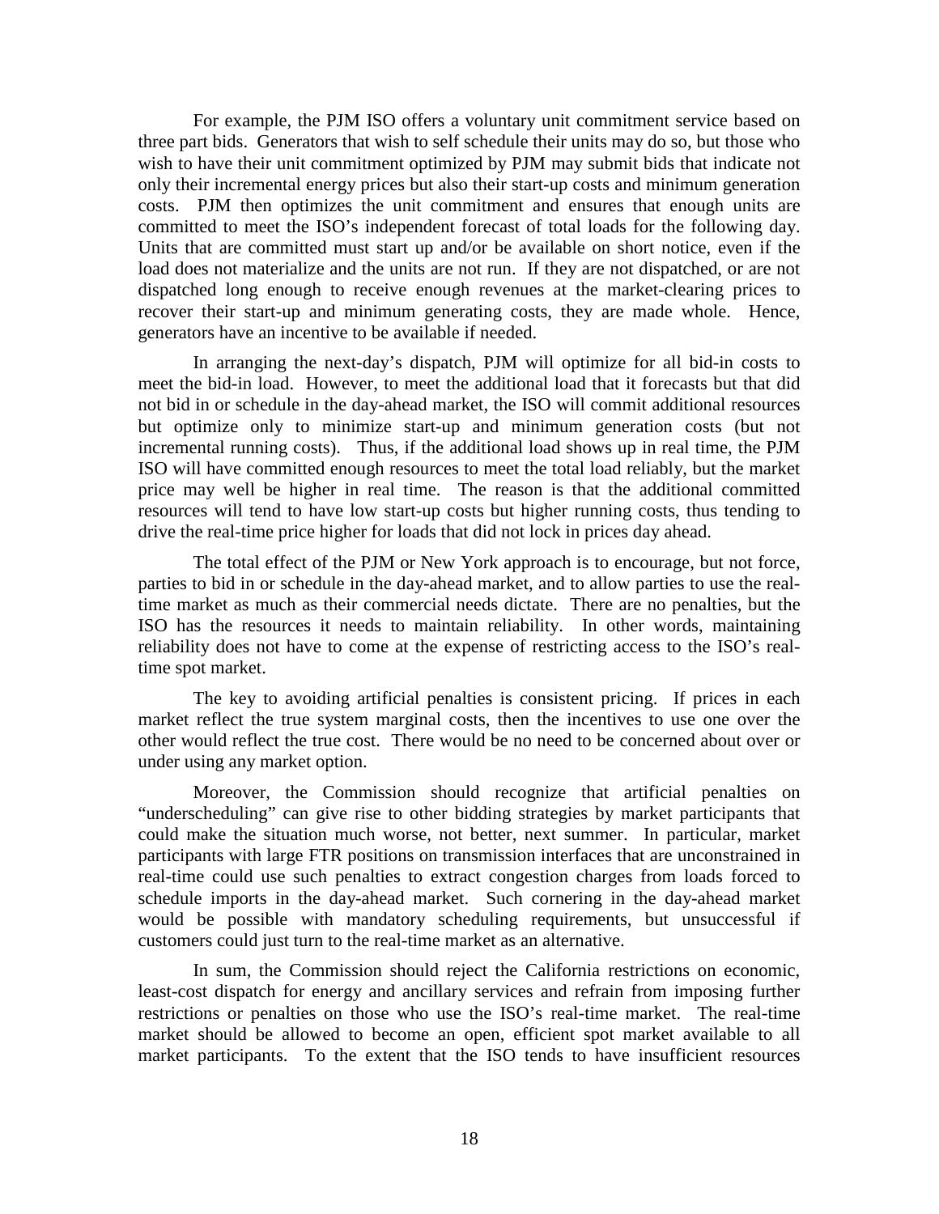For example, the PJM ISO offers a voluntary unit commitment service based on three part bids. Generators that wish to self schedule their units may do so, but those who wish to have their unit commitment optimized by PJM may submit bids that indicate not only their incremental energy prices but also their start-up costs and minimum generation costs. PJM then optimizes the unit commitment and ensures that enough units are committed to meet the ISO's independent forecast of total loads for the following day. Units that are committed must start up and/or be available on short notice, even if the load does not materialize and the units are not run. If they are not dispatched, or are not dispatched long enough to receive enough revenues at the market-clearing prices to recover their start-up and minimum generating costs, they are made whole. Hence, generators have an incentive to be available if needed.

In arranging the next-day's dispatch, PJM will optimize for all bid-in costs to meet the bid-in load. However, to meet the additional load that it forecasts but that did not bid in or schedule in the day-ahead market, the ISO will commit additional resources but optimize only to minimize start-up and minimum generation costs (but not incremental running costs). Thus, if the additional load shows up in real time, the PJM ISO will have committed enough resources to meet the total load reliably, but the market price may well be higher in real time. The reason is that the additional committed resources will tend to have low start-up costs but higher running costs, thus tending to drive the real-time price higher for loads that did not lock in prices day ahead.

The total effect of the PJM or New York approach is to encourage, but not force, parties to bid in or schedule in the day-ahead market, and to allow parties to use the real-time market as much as their commercial needs dictate. There are no penalties, but the ISO has the resources it needs to maintain reliability. In other words, maintaining reliability does not have to come at the expense of restricting access to the ISO's real-time spot market.

The key to avoiding artificial penalties is consistent pricing. If prices in each market reflect the true system marginal costs, then the incentives to use one over the other would reflect the true cost. There would be no need to be concerned about over or under using any market option.

Moreover, the Commission should recognize that artificial penalties on "underscheduling" can give rise to other bidding strategies by market participants that could make the situation much worse, not better, next summer. In particular, market participants with large FTR positions on transmission interfaces that are unconstrained in real-time could use such penalties to extract congestion charges from loads forced to schedule imports in the day-ahead market. Such cornering in the day-ahead market would be possible with mandatory scheduling requirements, but unsuccessful if customers could just turn to the real-time market as an alternative.

In sum, the Commission should reject the California restrictions on economic, least-cost dispatch for energy and ancillary services and refrain from imposing further restrictions or penalties on those who use the ISO's real-time market. The real-time market should be allowed to become an open, efficient spot market available to all market participants. To the extent that the ISO tends to have insufficient resources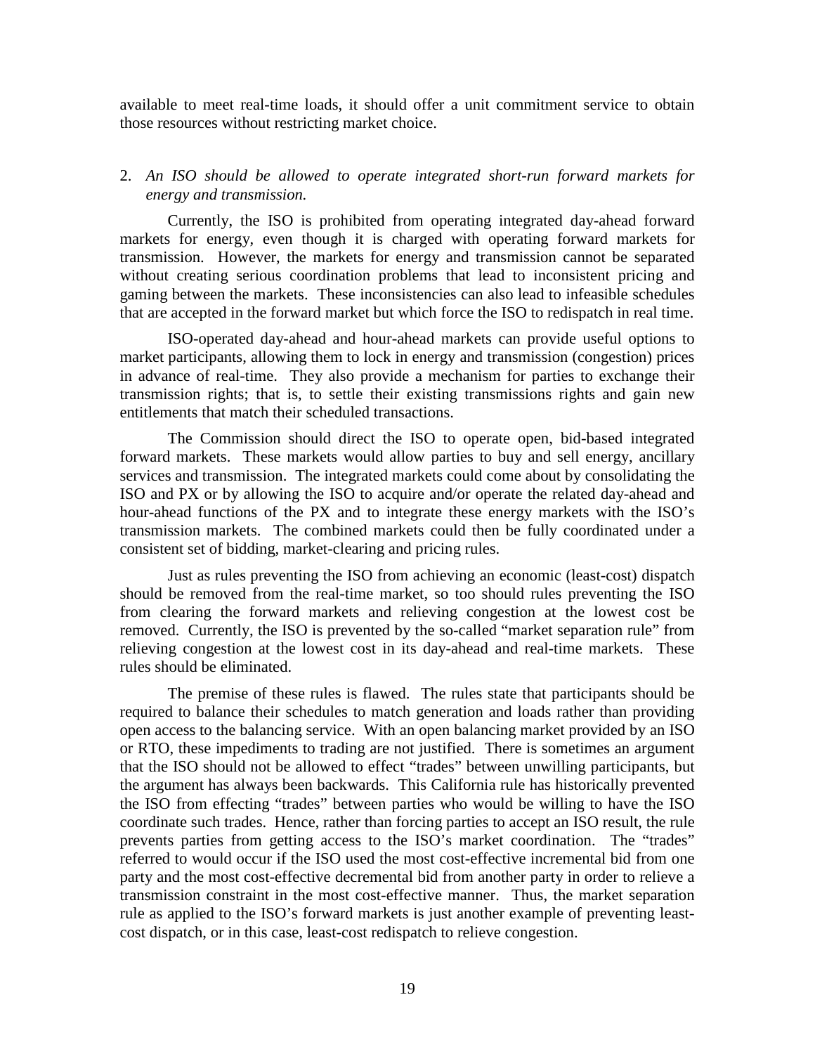available to meet real-time loads, it should offer a unit commitment service to obtain those resources without restricting market choice.

2. *An ISO should be allowed to operate integrated short-run forward markets for energy and transmission.*

Currently, the ISO is prohibited from operating integrated day-ahead forward markets for energy, even though it is charged with operating forward markets for transmission. However, the markets for energy and transmission cannot be separated without creating serious coordination problems that lead to inconsistent pricing and gaming between the markets. These inconsistencies can also lead to infeasible schedules that are accepted in the forward market but which force the ISO to redispatch in real time.

ISO-operated day-ahead and hour-ahead markets can provide useful options to market participants, allowing them to lock in energy and transmission (congestion) prices in advance of real-time. They also provide a mechanism for parties to exchange their transmission rights; that is, to settle their existing transmissions rights and gain new entitlements that match their scheduled transactions.

The Commission should direct the ISO to operate open, bid-based integrated forward markets. These markets would allow parties to buy and sell energy, ancillary services and transmission. The integrated markets could come about by consolidating the ISO and PX or by allowing the ISO to acquire and/or operate the related day-ahead and hour-ahead functions of the PX and to integrate these energy markets with the ISO's transmission markets. The combined markets could then be fully coordinated under a consistent set of bidding, market-clearing and pricing rules.

Just as rules preventing the ISO from achieving an economic (least-cost) dispatch should be removed from the real-time market, so too should rules preventing the ISO from clearing the forward markets and relieving congestion at the lowest cost be removed. Currently, the ISO is prevented by the so-called "market separation rule" from relieving congestion at the lowest cost in its day-ahead and real-time markets. These rules should be eliminated.

The premise of these rules is flawed. The rules state that participants should be required to balance their schedules to match generation and loads rather than providing open access to the balancing service. With an open balancing market provided by an ISO or RTO, these impediments to trading are not justified. There is sometimes an argument that the ISO should not be allowed to effect "trades" between unwilling participants, but the argument has always been backwards. This California rule has historically prevented the ISO from effecting "trades" between parties who would be willing to have the ISO coordinate such trades. Hence, rather than forcing parties to accept an ISO result, the rule prevents parties from getting access to the ISO's market coordination. The "trades" referred to would occur if the ISO used the most cost-effective incremental bid from one party and the most cost-effective decremental bid from another party in order to relieve a transmission constraint in the most cost-effective manner. Thus, the market separation rule as applied to the ISO's forward markets is just another example of preventing least-cost dispatch, or in this case, least-cost redispatch to relieve congestion.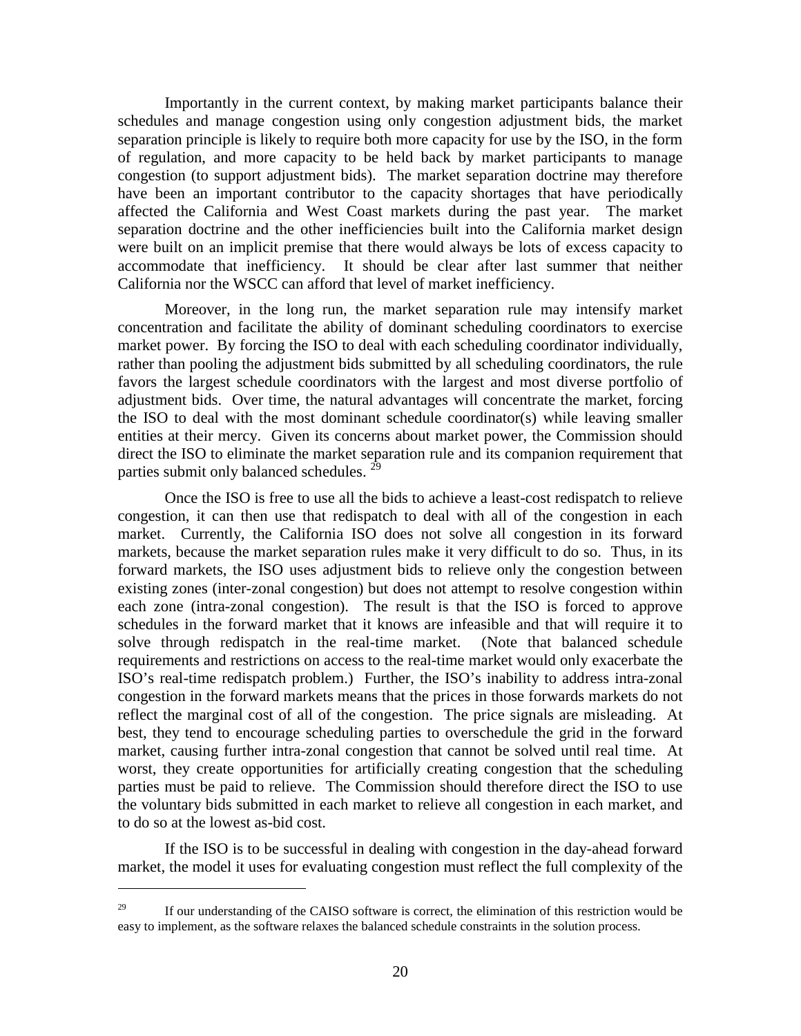Importantly in the current context, by making market participants balance their schedules and manage congestion using only congestion adjustment bids, the market separation principle is likely to require both more capacity for use by the ISO, in the form of regulation, and more capacity to be held back by market participants to manage congestion (to support adjustment bids). The market separation doctrine may therefore have been an important contributor to the capacity shortages that have periodically affected the California and West Coast markets during the past year. The market separation doctrine and the other inefficiencies built into the California market design were built on an implicit premise that there would always be lots of excess capacity to accommodate that inefficiency. It should be clear after last summer that neither California nor the WSCC can afford that level of market inefficiency.

Moreover, in the long run, the market separation rule may intensify market concentration and facilitate the ability of dominant scheduling coordinators to exercise market power. By forcing the ISO to deal with each scheduling coordinator individually, rather than pooling the adjustment bids submitted by all scheduling coordinators, the rule favors the largest schedule coordinators with the largest and most diverse portfolio of adjustment bids. Over time, the natural advantages will concentrate the market, forcing the ISO to deal with the most dominant schedule coordinator(s) while leaving smaller entities at their mercy. Given its concerns about market power, the Commission should direct the ISO to eliminate the market separation rule and its companion requirement that parties submit only balanced schedules. [29]

Once the ISO is free to use all the bids to achieve a least-cost redispatch to relieve congestion, it can then use that redispatch to deal with all of the congestion in each market. Currently, the California ISO does not solve all congestion in its forward markets, because the market separation rules make it very difficult to do so. Thus, in its forward markets, the ISO uses adjustment bids to relieve only the congestion between existing zones (inter-zonal congestion) but does not attempt to resolve congestion within each zone (intra-zonal congestion). The result is that the ISO is forced to approve schedules in the forward market that it knows are infeasible and that will require it to solve through redispatch in the real-time market. (Note that balanced schedule requirements and restrictions on access to the real-time market would only exacerbate the ISO's real-time redispatch problem.) Further, the ISO's inability to address intra-zonal congestion in the forward markets means that the prices in those forwards markets do not reflect the marginal cost of all of the congestion. The price signals are misleading. At best, they tend to encourage scheduling parties to overschedule the grid in the forward market, causing further intra-zonal congestion that cannot be solved until real time. At worst, they create opportunities for artificially creating congestion that the scheduling parties must be paid to relieve. The Commission should therefore direct the ISO to use the voluntary bids submitted in each market to relieve all congestion in each market, and to do so at the lowest as-bid cost.

If the ISO is to be successful in dealing with congestion in the day-ahead forward market, the model it uses for evaluating congestion must reflect the full complexity of the

[29] If our understanding of the CAISO software is correct, the elimination of this restriction would be easy to implement, as the software relaxes the balanced schedule constraints in the solution process.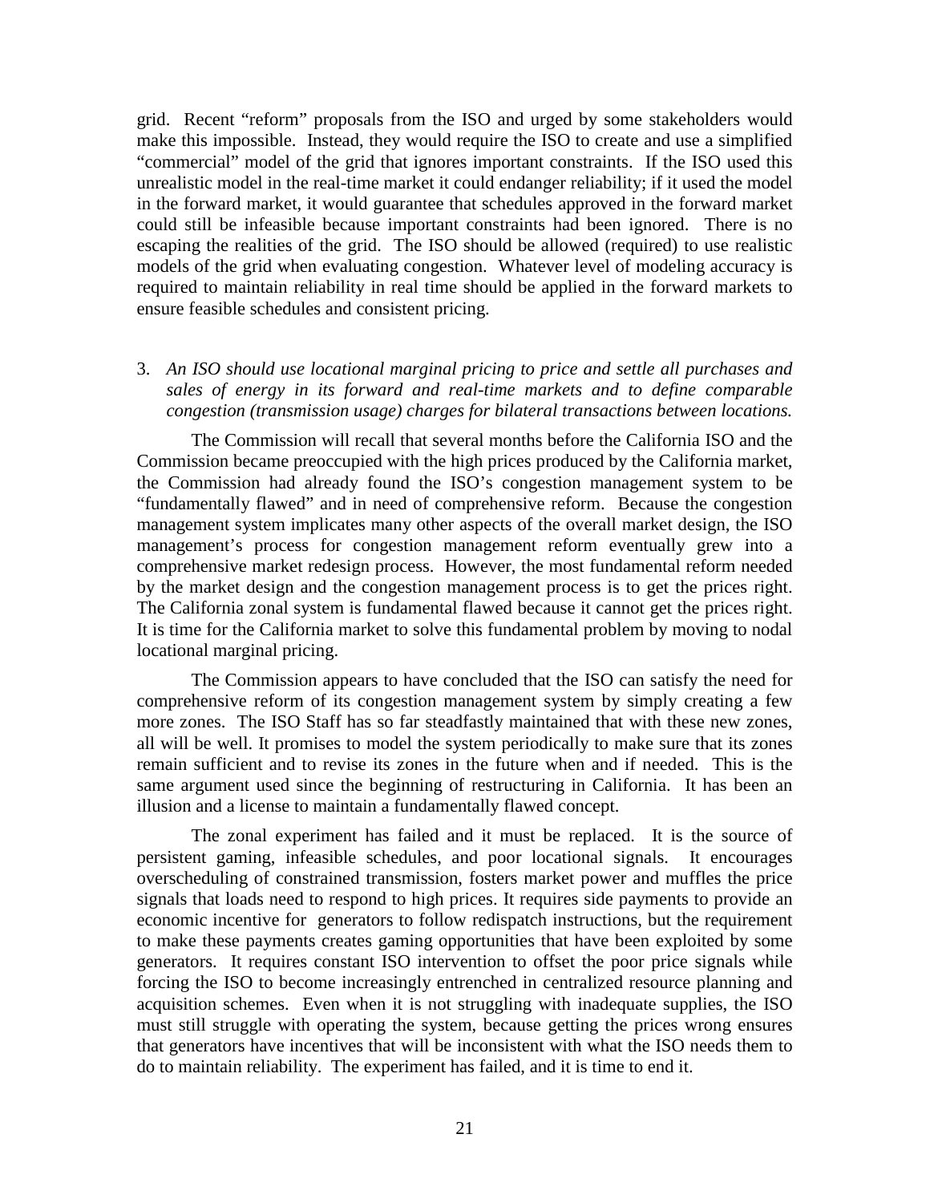grid. Recent "reform" proposals from the ISO and urged by some stakeholders would make this impossible. Instead, they would require the ISO to create and use a simplified "commercial" model of the grid that ignores important constraints. If the ISO used this unrealistic model in the real-time market it could endanger reliability; if it used the model in the forward market, it would guarantee that schedules approved in the forward market could still be infeasible because important constraints had been ignored. There is no escaping the realities of the grid. The ISO should be allowed (required) to use realistic models of the grid when evaluating congestion. Whatever level of modeling accuracy is required to maintain reliability in real time should be applied in the forward markets to ensure feasible schedules and consistent pricing.

3. *An ISO should use locational marginal pricing to price and settle all purchases and sales of energy in its forward and real-time markets and to define comparable congestion (transmission usage) charges for bilateral transactions between locations.*

The Commission will recall that several months before the California ISO and the Commission became preoccupied with the high prices produced by the California market, the Commission had already found the ISO's congestion management system to be "fundamentally flawed" and in need of comprehensive reform. Because the congestion management system implicates many other aspects of the overall market design, the ISO management's process for congestion management reform eventually grew into a comprehensive market redesign process. However, the most fundamental reform needed by the market design and the congestion management process is to get the prices right. The California zonal system is fundamental flawed because it cannot get the prices right. It is time for the California market to solve this fundamental problem by moving to nodal locational marginal pricing.

The Commission appears to have concluded that the ISO can satisfy the need for comprehensive reform of its congestion management system by simply creating a few more zones. The ISO Staff has so far steadfastly maintained that with these new zones, all will be well. It promises to model the system periodically to make sure that its zones remain sufficient and to revise its zones in the future when and if needed. This is the same argument used since the beginning of restructuring in California. It has been an illusion and a license to maintain a fundamentally flawed concept.

The zonal experiment has failed and it must be replaced. It is the source of persistent gaming, infeasible schedules, and poor locational signals. It encourages overscheduling of constrained transmission, fosters market power and muffles the price signals that loads need to respond to high prices. It requires side payments to provide an economic incentive for generators to follow redispatch instructions, but the requirement to make these payments creates gaming opportunities that have been exploited by some generators. It requires constant ISO intervention to offset the poor price signals while forcing the ISO to become increasingly entrenched in centralized resource planning and acquisition schemes. Even when it is not struggling with inadequate supplies, the ISO must still struggle with operating the system, because getting the prices wrong ensures that generators have incentives that will be inconsistent with what the ISO needs them to do to maintain reliability. The experiment has failed, and it is time to end it.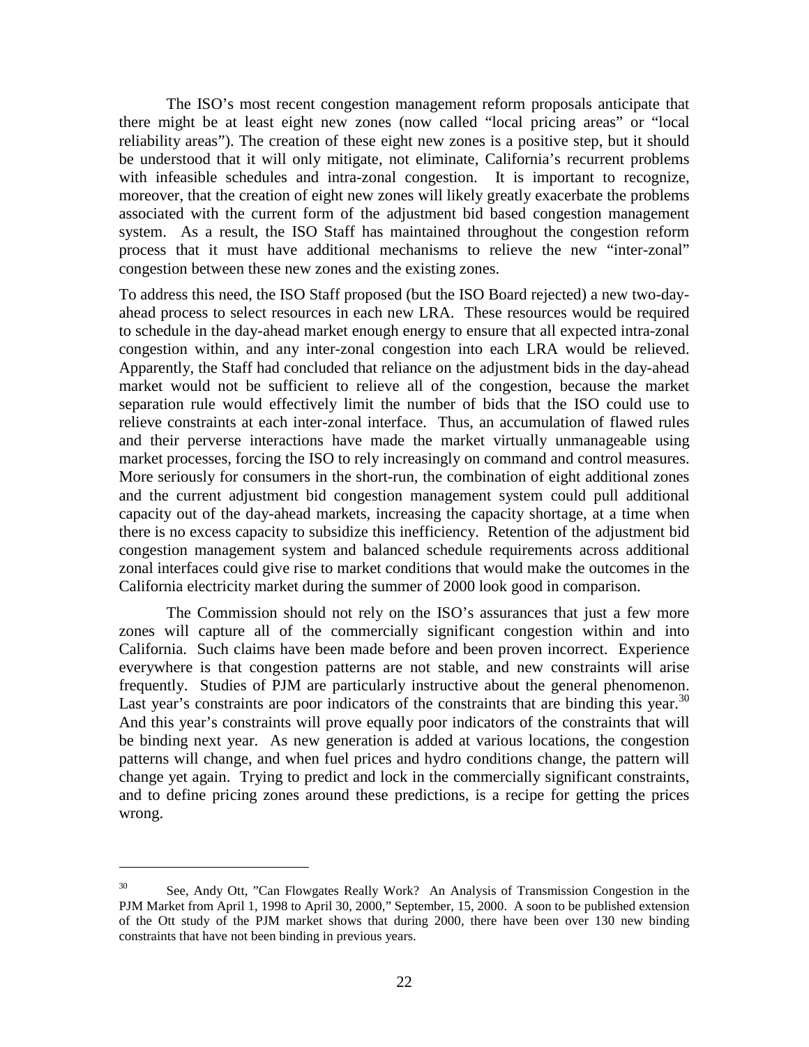The ISO's most recent congestion management reform proposals anticipate that there might be at least eight new zones (now called "local pricing areas" or "local reliability areas"). The creation of these eight new zones is a positive step, but it should be understood that it will only mitigate, not eliminate, California's recurrent problems with infeasible schedules and intra-zonal congestion. It is important to recognize, moreover, that the creation of eight new zones will likely greatly exacerbate the problems associated with the current form of the adjustment bid based congestion management system. As a result, the ISO Staff has maintained throughout the congestion reform process that it must have additional mechanisms to relieve the new "inter-zonal" congestion between these new zones and the existing zones.

To address this need, the ISO Staff proposed (but the ISO Board rejected) a new two-day-ahead process to select resources in each new LRA. These resources would be required to schedule in the day-ahead market enough energy to ensure that all expected intra-zonal congestion within, and any inter-zonal congestion into each LRA would be relieved. Apparently, the Staff had concluded that reliance on the adjustment bids in the day-ahead market would not be sufficient to relieve all of the congestion, because the market separation rule would effectively limit the number of bids that the ISO could use to relieve constraints at each inter-zonal interface. Thus, an accumulation of flawed rules and their perverse interactions have made the market virtually unmanageable using market processes, forcing the ISO to rely increasingly on command and control measures. More seriously for consumers in the short-run, the combination of eight additional zones and the current adjustment bid congestion management system could pull additional capacity out of the day-ahead markets, increasing the capacity shortage, at a time when there is no excess capacity to subsidize this inefficiency. Retention of the adjustment bid congestion management system and balanced schedule requirements across additional zonal interfaces could give rise to market conditions that would make the outcomes in the California electricity market during the summer of 2000 look good in comparison.

The Commission should not rely on the ISO's assurances that just a few more zones will capture all of the commercially significant congestion within and into California. Such claims have been made before and been proven incorrect. Experience everywhere is that congestion patterns are not stable, and new constraints will arise frequently. Studies of PJM are particularly instructive about the general phenomenon. Last year's constraints are poor indicators of the constraints that are binding this year.[30] And this year's constraints will prove equally poor indicators of the constraints that will be binding next year. As new generation is added at various locations, the congestion patterns will change, and when fuel prices and hydro conditions change, the pattern will change yet again. Trying to predict and lock in the commercially significant constraints, and to define pricing zones around these predictions, is a recipe for getting the prices wrong.

---

[30] See, Andy Ott, "Can Flowgates Really Work? An Analysis of Transmission Congestion in the PJM Market from April 1, 1998 to April 30, 2000," September, 15, 2000. A soon to be published extension of the Ott study of the PJM market shows that during 2000, there have been over 130 new binding constraints that have not been binding in previous years.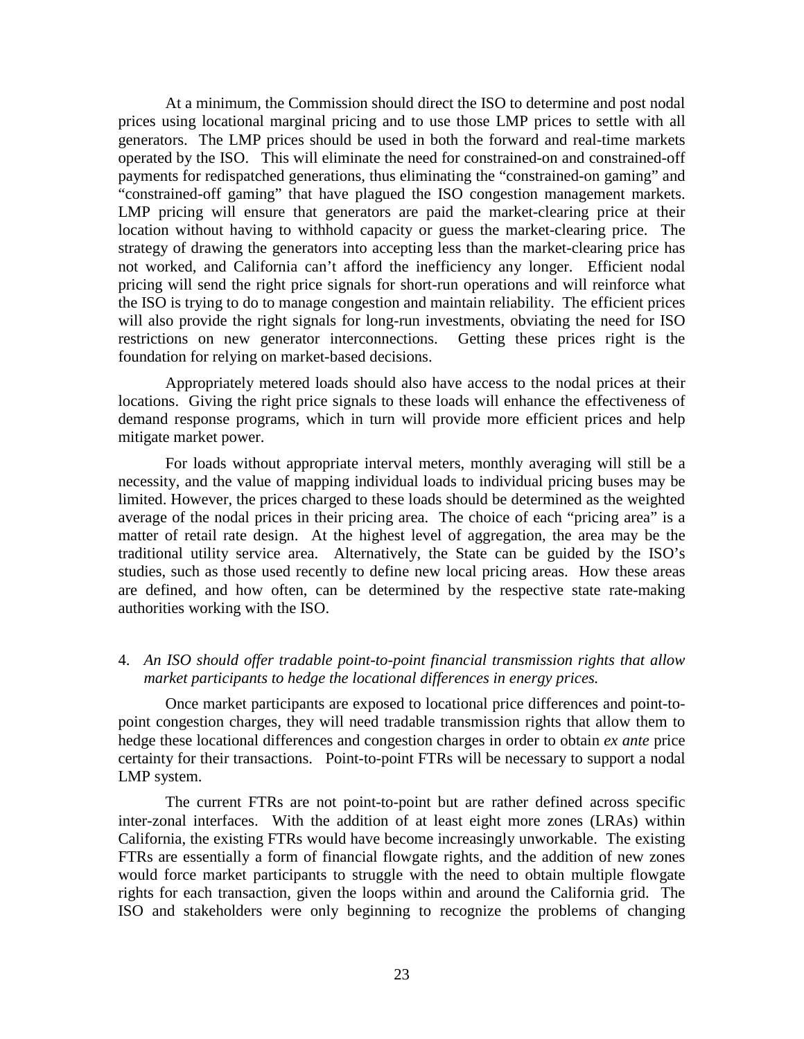At a minimum, the Commission should direct the ISO to determine and post nodal prices using locational marginal pricing and to use those LMP prices to settle with all generators. The LMP prices should be used in both the forward and real-time markets operated by the ISO. This will eliminate the need for constrained-on and constrained-off payments for redispatched generations, thus eliminating the "constrained-on gaming" and "constrained-off gaming" that have plagued the ISO congestion management markets. LMP pricing will ensure that generators are paid the market-clearing price at their location without having to withhold capacity or guess the market-clearing price. The strategy of drawing the generators into accepting less than the market-clearing price has not worked, and California can't afford the inefficiency any longer. Efficient nodal pricing will send the right price signals for short-run operations and will reinforce what the ISO is trying to do to manage congestion and maintain reliability. The efficient prices will also provide the right signals for long-run investments, obviating the need for ISO restrictions on new generator interconnections. Getting these prices right is the foundation for relying on market-based decisions.

Appropriately metered loads should also have access to the nodal prices at their locations. Giving the right price signals to these loads will enhance the effectiveness of demand response programs, which in turn will provide more efficient prices and help mitigate market power.

For loads without appropriate interval meters, monthly averaging will still be a necessity, and the value of mapping individual loads to individual pricing buses may be limited. However, the prices charged to these loads should be determined as the weighted average of the nodal prices in their pricing area. The choice of each "pricing area" is a matter of retail rate design. At the highest level of aggregation, the area may be the traditional utility service area. Alternatively, the State can be guided by the ISO's studies, such as those used recently to define new local pricing areas. How these areas are defined, and how often, can be determined by the respective state rate-making authorities working with the ISO.

4. *An ISO should offer tradable point-to-point financial transmission rights that allow market participants to hedge the locational differences in energy prices.*

Once market participants are exposed to locational price differences and point-to-point congestion charges, they will need tradable transmission rights that allow them to hedge these locational differences and congestion charges in order to obtain *ex ante* price certainty for their transactions. Point-to-point FTRs will be necessary to support a nodal LMP system.

The current FTRs are not point-to-point but are rather defined across specific inter-zonal interfaces. With the addition of at least eight more zones (LRAs) within California, the existing FTRs would have become increasingly unworkable. The existing FTRs are essentially a form of financial flowgate rights, and the addition of new zones would force market participants to struggle with the need to obtain multiple flowgate rights for each transaction, given the loops within and around the California grid. The ISO and stakeholders were only beginning to recognize the problems of changing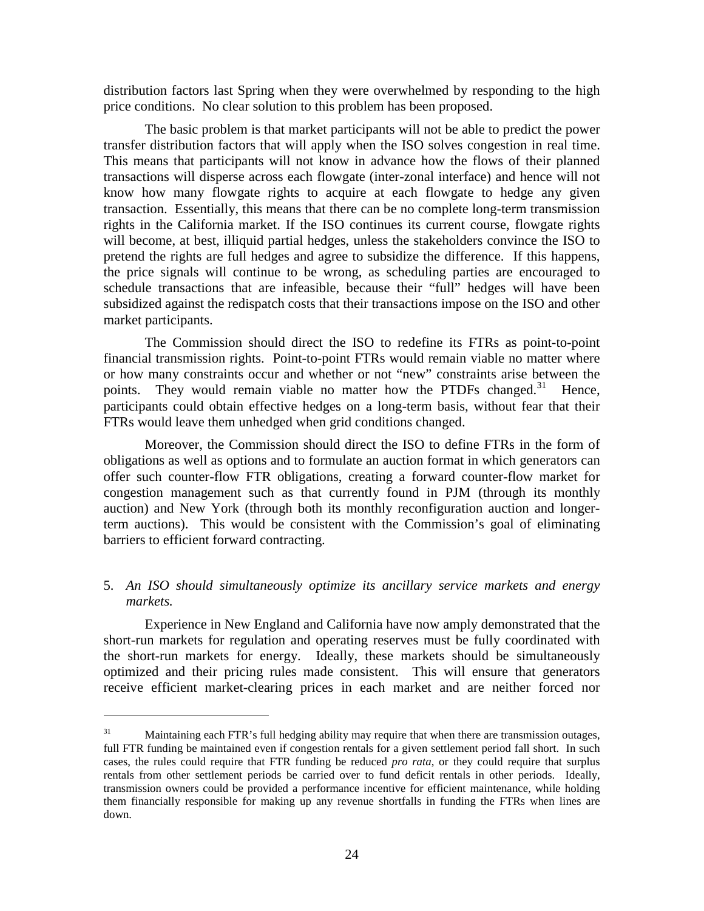distribution factors last Spring when they were overwhelmed by responding to the high price conditions. No clear solution to this problem has been proposed.

The basic problem is that market participants will not be able to predict the power transfer distribution factors that will apply when the ISO solves congestion in real time. This means that participants will not know in advance how the flows of their planned transactions will disperse across each flowgate (inter-zonal interface) and hence will not know how many flowgate rights to acquire at each flowgate to hedge any given transaction. Essentially, this means that there can be no complete long-term transmission rights in the California market. If the ISO continues its current course, flowgate rights will become, at best, illiquid partial hedges, unless the stakeholders convince the ISO to pretend the rights are full hedges and agree to subsidize the difference. If this happens, the price signals will continue to be wrong, as scheduling parties are encouraged to schedule transactions that are infeasible, because their "full" hedges will have been subsidized against the redispatch costs that their transactions impose on the ISO and other market participants.

The Commission should direct the ISO to redefine its FTRs as point-to-point financial transmission rights. Point-to-point FTRs would remain viable no matter where or how many constraints occur and whether or not "new" constraints arise between the points. They would remain viable no matter how the PTDFs changed.[31] Hence, participants could obtain effective hedges on a long-term basis, without fear that their FTRs would leave them unhedged when grid conditions changed.

Moreover, the Commission should direct the ISO to define FTRs in the form of obligations as well as options and to formulate an auction format in which generators can offer such counter-flow FTR obligations, creating a forward counter-flow market for congestion management such as that currently found in PJM (through its monthly auction) and New York (through both its monthly reconfiguration auction and longer-term auctions). This would be consistent with the Commission's goal of eliminating barriers to efficient forward contracting.

5. *An ISO should simultaneously optimize its ancillary service markets and energy markets.*

Experience in New England and California have now amply demonstrated that the short-run markets for regulation and operating reserves must be fully coordinated with the short-run markets for energy. Ideally, these markets should be simultaneously optimized and their pricing rules made consistent. This will ensure that generators receive efficient market-clearing prices in each market and are neither forced nor

---

[31] Maintaining each FTR's full hedging ability may require that when there are transmission outages, full FTR funding be maintained even if congestion rentals for a given settlement period fall short. In such cases, the rules could require that FTR funding be reduced *pro rata*, or they could require that surplus rentals from other settlement periods be carried over to fund deficit rentals in other periods. Ideally, transmission owners could be provided a performance incentive for efficient maintenance, while holding them financially responsible for making up any revenue shortfalls in funding the FTRs when lines are down.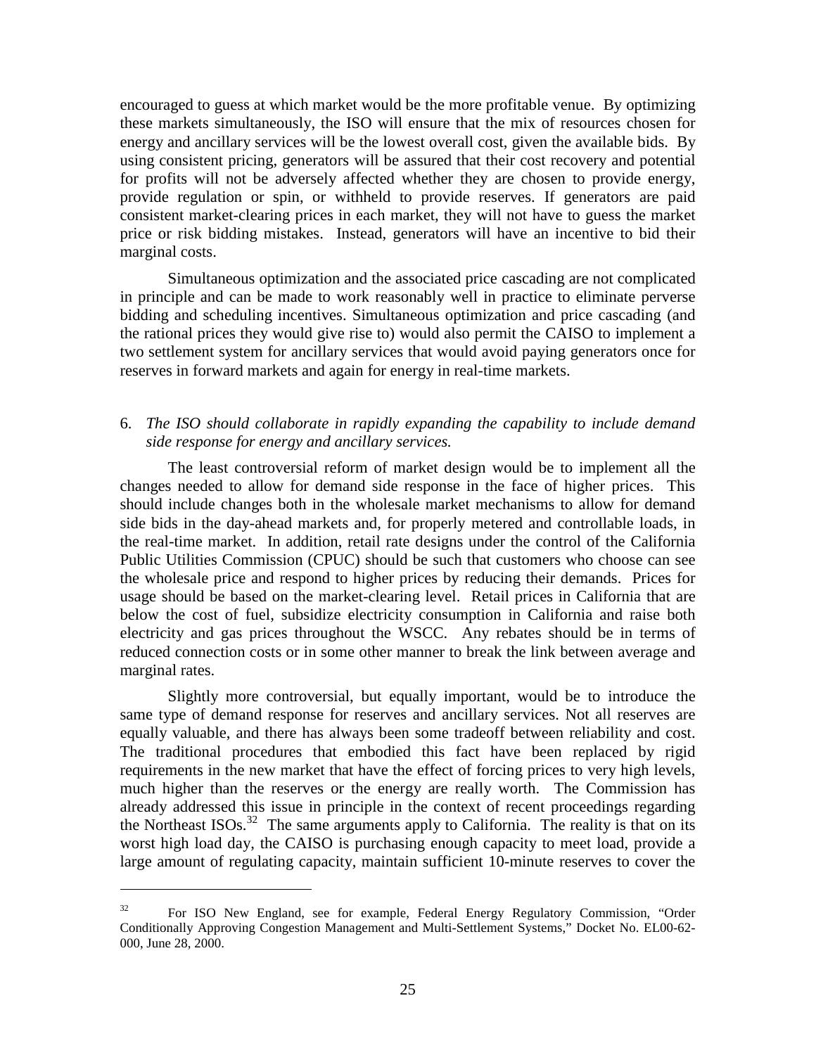encouraged to guess at which market would be the more profitable venue. By optimizing these markets simultaneously, the ISO will ensure that the mix of resources chosen for energy and ancillary services will be the lowest overall cost, given the available bids. By using consistent pricing, generators will be assured that their cost recovery and potential for profits will not be adversely affected whether they are chosen to provide energy, provide regulation or spin, or withheld to provide reserves. If generators are paid consistent market-clearing prices in each market, they will not have to guess the market price or risk bidding mistakes. Instead, generators will have an incentive to bid their marginal costs.

Simultaneous optimization and the associated price cascading are not complicated in principle and can be made to work reasonably well in practice to eliminate perverse bidding and scheduling incentives. Simultaneous optimization and price cascading (and the rational prices they would give rise to) would also permit the CAISO to implement a two settlement system for ancillary services that would avoid paying generators once for reserves in forward markets and again for energy in real-time markets.

6. *The ISO should collaborate in rapidly expanding the capability to include demand side response for energy and ancillary services.*

The least controversial reform of market design would be to implement all the changes needed to allow for demand side response in the face of higher prices. This should include changes both in the wholesale market mechanisms to allow for demand side bids in the day-ahead markets and, for properly metered and controllable loads, in the real-time market. In addition, retail rate designs under the control of the California Public Utilities Commission (CPUC) should be such that customers who choose can see the wholesale price and respond to higher prices by reducing their demands. Prices for usage should be based on the market-clearing level. Retail prices in California that are below the cost of fuel, subsidize electricity consumption in California and raise both electricity and gas prices throughout the WSCC. Any rebates should be in terms of reduced connection costs or in some other manner to break the link between average and marginal rates.

Slightly more controversial, but equally important, would be to introduce the same type of demand response for reserves and ancillary services. Not all reserves are equally valuable, and there has always been some tradeoff between reliability and cost. The traditional procedures that embodied this fact have been replaced by rigid requirements in the new market that have the effect of forcing prices to very high levels, much higher than the reserves or the energy are really worth. The Commission has already addressed this issue in principle in the context of recent proceedings regarding the Northeast ISOs.[32] The same arguments apply to California. The reality is that on its worst high load day, the CAISO is purchasing enough capacity to meet load, provide a large amount of regulating capacity, maintain sufficient 10-minute reserves to cover the

---

[32] For ISO New England, see for example, Federal Energy Regulatory Commission, "Order Conditionally Approving Congestion Management and Multi-Settlement Systems," Docket No. EL00-62-000, June 28, 2000.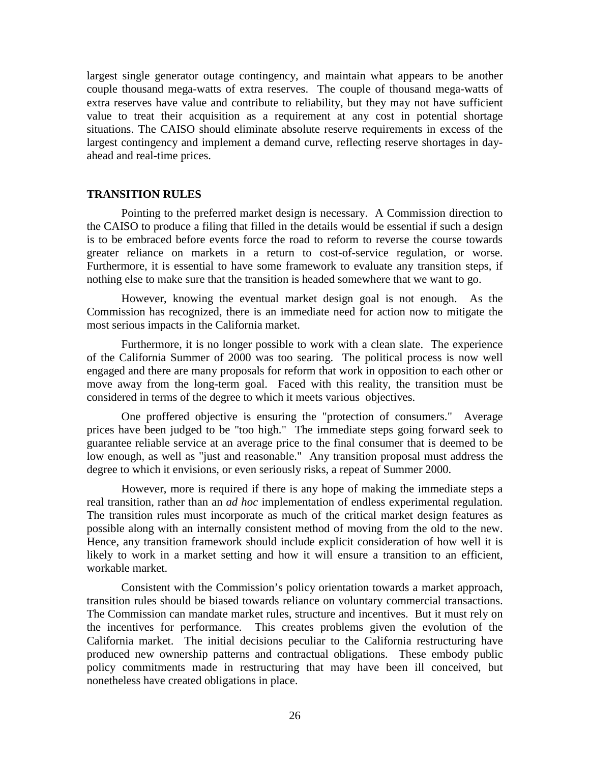largest single generator outage contingency, and maintain what appears to be another couple thousand mega-watts of extra reserves. The couple of thousand mega-watts of extra reserves have value and contribute to reliability, but they may not have sufficient value to treat their acquisition as a requirement at any cost in potential shortage situations. The CAISO should eliminate absolute reserve requirements in excess of the largest contingency and implement a demand curve, reflecting reserve shortages in day-ahead and real-time prices.

## TRANSITION RULES

Pointing to the preferred market design is necessary. A Commission direction to the CAISO to produce a filing that filled in the details would be essential if such a design is to be embraced before events force the road to reform to reverse the course towards greater reliance on markets in a return to cost-of-service regulation, or worse. Furthermore, it is essential to have some framework to evaluate any transition steps, if nothing else to make sure that the transition is headed somewhere that we want to go.

However, knowing the eventual market design goal is not enough. As the Commission has recognized, there is an immediate need for action now to mitigate the most serious impacts in the California market.

Furthermore, it is no longer possible to work with a clean slate. The experience of the California Summer of 2000 was too searing. The political process is now well engaged and there are many proposals for reform that work in opposition to each other or move away from the long-term goal. Faced with this reality, the transition must be considered in terms of the degree to which it meets various objectives.

One proffered objective is ensuring the "protection of consumers." Average prices have been judged to be "too high." The immediate steps going forward seek to guarantee reliable service at an average price to the final consumer that is deemed to be low enough, as well as "just and reasonable." Any transition proposal must address the degree to which it envisions, or even seriously risks, a repeat of Summer 2000.

However, more is required if there is any hope of making the immediate steps a real transition, rather than an *ad hoc* implementation of endless experimental regulation. The transition rules must incorporate as much of the critical market design features as possible along with an internally consistent method of moving from the old to the new. Hence, any transition framework should include explicit consideration of how well it is likely to work in a market setting and how it will ensure a transition to an efficient, workable market.

Consistent with the Commission's policy orientation towards a market approach, transition rules should be biased towards reliance on voluntary commercial transactions. The Commission can mandate market rules, structure and incentives. But it must rely on the incentives for performance. This creates problems given the evolution of the California market. The initial decisions peculiar to the California restructuring have produced new ownership patterns and contractual obligations. These embody public policy commitments made in restructuring that may have been ill conceived, but nonetheless have created obligations in place.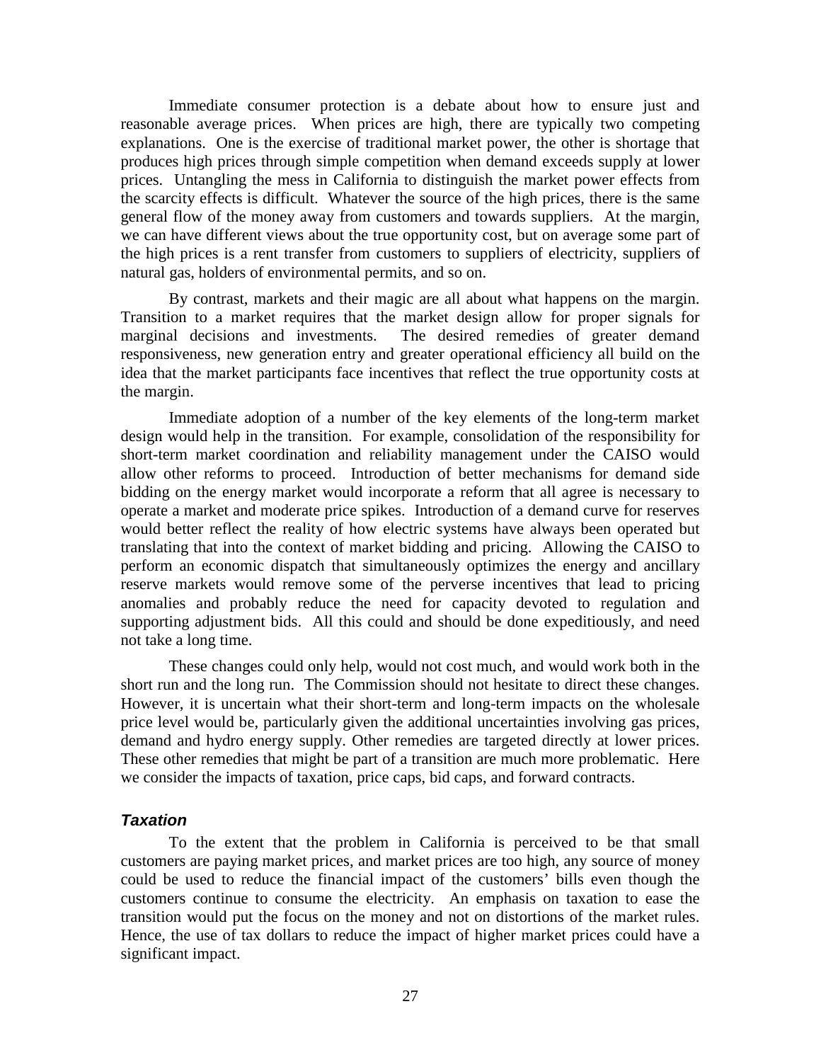Immediate consumer protection is a debate about how to ensure just and reasonable average prices. When prices are high, there are typically two competing explanations. One is the exercise of traditional market power, the other is shortage that produces high prices through simple competition when demand exceeds supply at lower prices. Untangling the mess in California to distinguish the market power effects from the scarcity effects is difficult. Whatever the source of the high prices, there is the same general flow of the money away from customers and towards suppliers. At the margin, we can have different views about the true opportunity cost, but on average some part of the high prices is a rent transfer from customers to suppliers of electricity, suppliers of natural gas, holders of environmental permits, and so on.

By contrast, markets and their magic are all about what happens on the margin. Transition to a market requires that the market design allow for proper signals for marginal decisions and investments. The desired remedies of greater demand responsiveness, new generation entry and greater operational efficiency all build on the idea that the market participants face incentives that reflect the true opportunity costs at the margin.

Immediate adoption of a number of the key elements of the long-term market design would help in the transition. For example, consolidation of the responsibility for short-term market coordination and reliability management under the CAISO would allow other reforms to proceed. Introduction of better mechanisms for demand side bidding on the energy market would incorporate a reform that all agree is necessary to operate a market and moderate price spikes. Introduction of a demand curve for reserves would better reflect the reality of how electric systems have always been operated but translating that into the context of market bidding and pricing. Allowing the CAISO to perform an economic dispatch that simultaneously optimizes the energy and ancillary reserve markets would remove some of the perverse incentives that lead to pricing anomalies and probably reduce the need for capacity devoted to regulation and supporting adjustment bids. All this could and should be done expeditiously, and need not take a long time.

These changes could only help, would not cost much, and would work both in the short run and the long run. The Commission should not hesitate to direct these changes. However, it is uncertain what their short-term and long-term impacts on the wholesale price level would be, particularly given the additional uncertainties involving gas prices, demand and hydro energy supply. Other remedies are targeted directly at lower prices. These other remedies that might be part of a transition are much more problematic. Here we consider the impacts of taxation, price caps, bid caps, and forward contracts.

### *Taxation*

To the extent that the problem in California is perceived to be that small customers are paying market prices, and market prices are too high, any source of money could be used to reduce the financial impact of the customers' bills even though the customers continue to consume the electricity. An emphasis on taxation to ease the transition would put the focus on the money and not on distortions of the market rules. Hence, the use of tax dollars to reduce the impact of higher market prices could have a significant impact.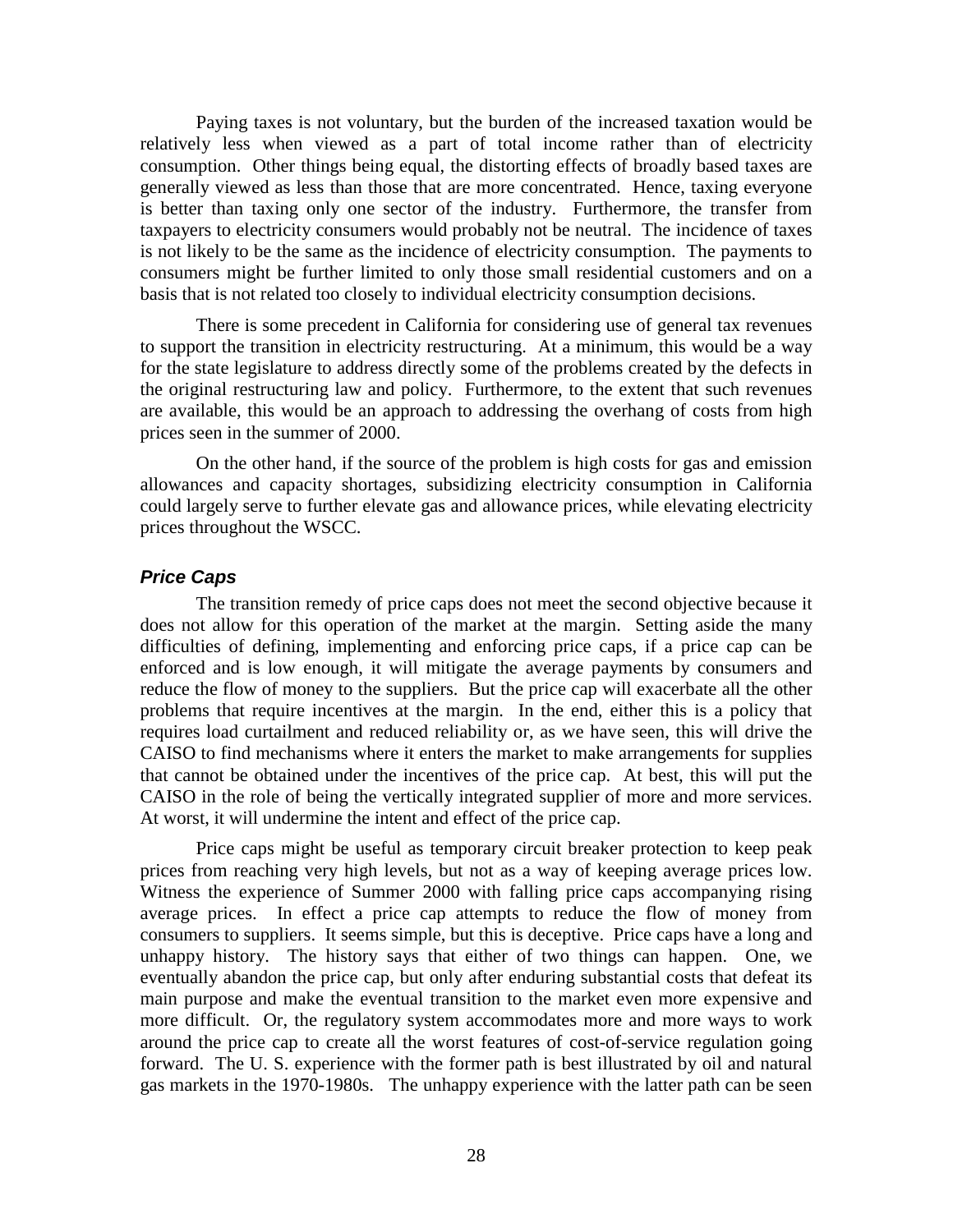Paying taxes is not voluntary, but the burden of the increased taxation would be relatively less when viewed as a part of total income rather than of electricity consumption. Other things being equal, the distorting effects of broadly based taxes are generally viewed as less than those that are more concentrated. Hence, taxing everyone is better than taxing only one sector of the industry. Furthermore, the transfer from taxpayers to electricity consumers would probably not be neutral. The incidence of taxes is not likely to be the same as the incidence of electricity consumption. The payments to consumers might be further limited to only those small residential customers and on a basis that is not related too closely to individual electricity consumption decisions.

There is some precedent in California for considering use of general tax revenues to support the transition in electricity restructuring. At a minimum, this would be a way for the state legislature to address directly some of the problems created by the defects in the original restructuring law and policy. Furthermore, to the extent that such revenues are available, this would be an approach to addressing the overhang of costs from high prices seen in the summer of 2000.

On the other hand, if the source of the problem is high costs for gas and emission allowances and capacity shortages, subsidizing electricity consumption in California could largely serve to further elevate gas and allowance prices, while elevating electricity prices throughout the WSCC.

### *Price Caps*

The transition remedy of price caps does not meet the second objective because it does not allow for this operation of the market at the margin. Setting aside the many difficulties of defining, implementing and enforcing price caps, if a price cap can be enforced and is low enough, it will mitigate the average payments by consumers and reduce the flow of money to the suppliers. But the price cap will exacerbate all the other problems that require incentives at the margin. In the end, either this is a policy that requires load curtailment and reduced reliability or, as we have seen, this will drive the CAISO to find mechanisms where it enters the market to make arrangements for supplies that cannot be obtained under the incentives of the price cap. At best, this will put the CAISO in the role of being the vertically integrated supplier of more and more services. At worst, it will undermine the intent and effect of the price cap.

Price caps might be useful as temporary circuit breaker protection to keep peak prices from reaching very high levels, but not as a way of keeping average prices low. Witness the experience of Summer 2000 with falling price caps accompanying rising average prices. In effect a price cap attempts to reduce the flow of money from consumers to suppliers. It seems simple, but this is deceptive. Price caps have a long and unhappy history. The history says that either of two things can happen. One, we eventually abandon the price cap, but only after enduring substantial costs that defeat its main purpose and make the eventual transition to the market even more expensive and more difficult. Or, the regulatory system accommodates more and more ways to work around the price cap to create all the worst features of cost-of-service regulation going forward. The U. S. experience with the former path is best illustrated by oil and natural gas markets in the 1970-1980s. The unhappy experience with the latter path can be seen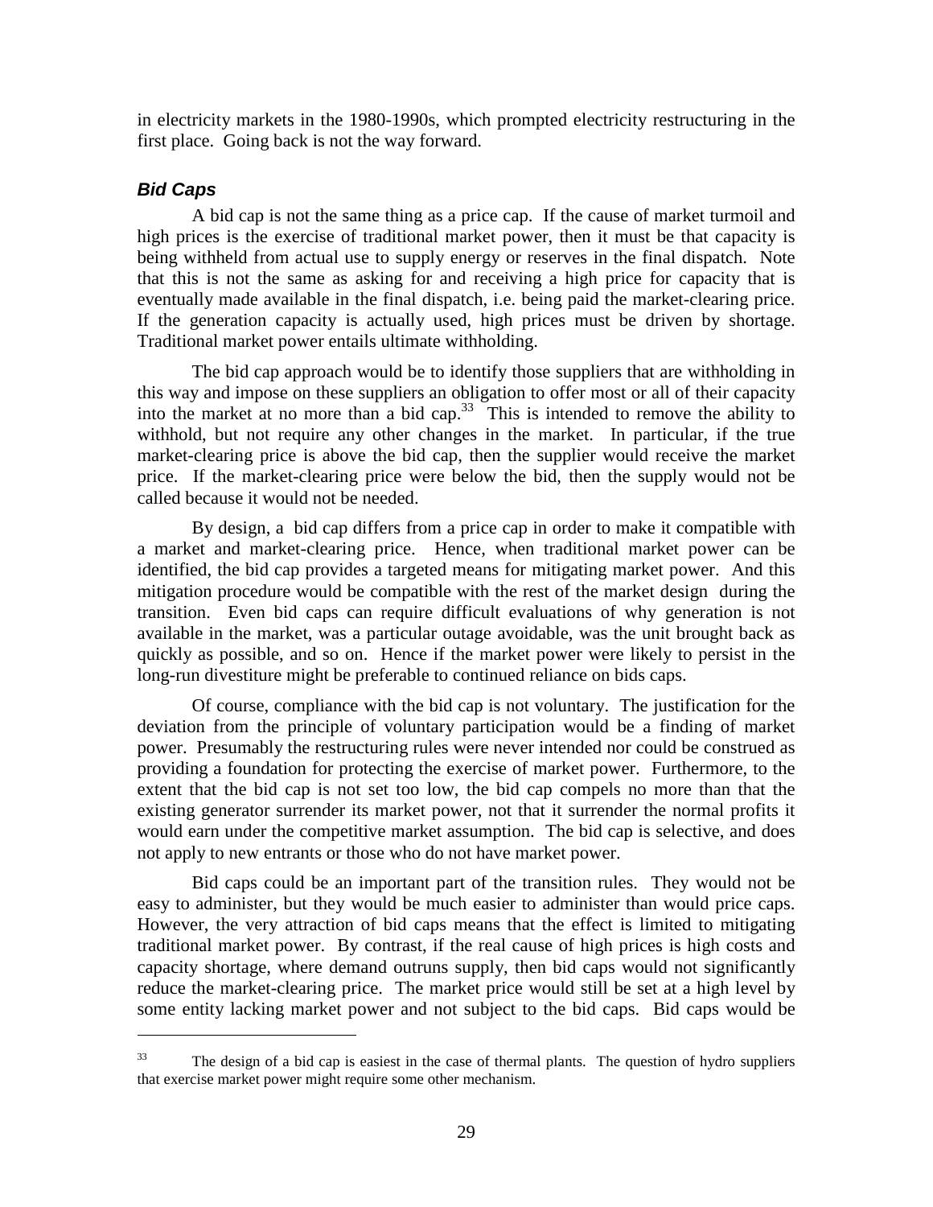in electricity markets in the 1980-1990s, which prompted electricity restructuring in the first place. Going back is not the way forward.

### *Bid Caps*

A bid cap is not the same thing as a price cap. If the cause of market turmoil and high prices is the exercise of traditional market power, then it must be that capacity is being withheld from actual use to supply energy or reserves in the final dispatch. Note that this is not the same as asking for and receiving a high price for capacity that is eventually made available in the final dispatch, i.e. being paid the market-clearing price. If the generation capacity is actually used, high prices must be driven by shortage. Traditional market power entails ultimate withholding.

The bid cap approach would be to identify those suppliers that are withholding in this way and impose on these suppliers an obligation to offer most or all of their capacity into the market at no more than a bid cap.[33] This is intended to remove the ability to withhold, but not require any other changes in the market. In particular, if the true market-clearing price is above the bid cap, then the supplier would receive the market price. If the market-clearing price were below the bid, then the supply would not be called because it would not be needed.

By design, a bid cap differs from a price cap in order to make it compatible with a market and market-clearing price. Hence, when traditional market power can be identified, the bid cap provides a targeted means for mitigating market power. And this mitigation procedure would be compatible with the rest of the market design during the transition. Even bid caps can require difficult evaluations of why generation is not available in the market, was a particular outage avoidable, was the unit brought back as quickly as possible, and so on. Hence if the market power were likely to persist in the long-run divestiture might be preferable to continued reliance on bids caps.

Of course, compliance with the bid cap is not voluntary. The justification for the deviation from the principle of voluntary participation would be a finding of market power. Presumably the restructuring rules were never intended nor could be construed as providing a foundation for protecting the exercise of market power. Furthermore, to the extent that the bid cap is not set too low, the bid cap compels no more than that the existing generator surrender its market power, not that it surrender the normal profits it would earn under the competitive market assumption. The bid cap is selective, and does not apply to new entrants or those who do not have market power.

Bid caps could be an important part of the transition rules. They would not be easy to administer, but they would be much easier to administer than would price caps. However, the very attraction of bid caps means that the effect is limited to mitigating traditional market power. By contrast, if the real cause of high prices is high costs and capacity shortage, where demand outruns supply, then bid caps would not significantly reduce the market-clearing price. The market price would still be set at a high level by some entity lacking market power and not subject to the bid caps. Bid caps would be

---

[33] The design of a bid cap is easiest in the case of thermal plants. The question of hydro suppliers that exercise market power might require some other mechanism.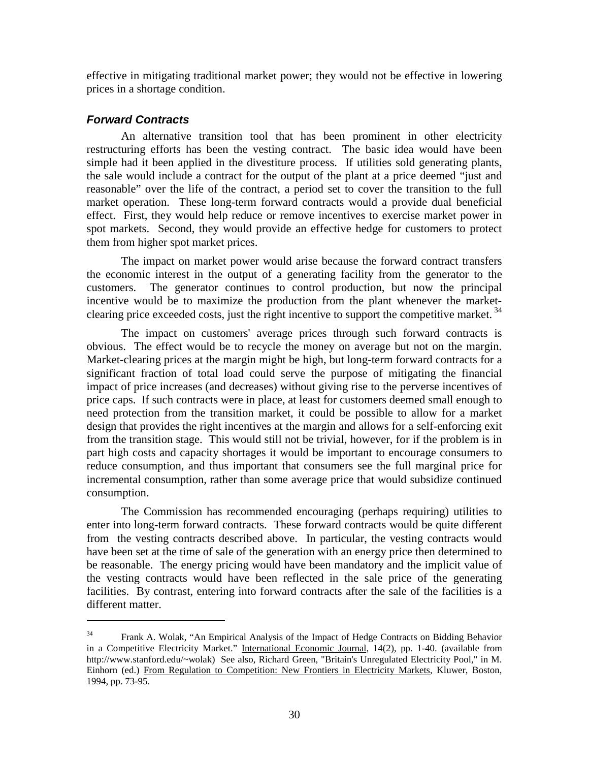effective in mitigating traditional market power; they would not be effective in lowering prices in a shortage condition.

### *Forward Contracts*

An alternative transition tool that has been prominent in other electricity restructuring efforts has been the vesting contract. The basic idea would have been simple had it been applied in the divestiture process. If utilities sold generating plants, the sale would include a contract for the output of the plant at a price deemed "just and reasonable" over the life of the contract, a period set to cover the transition to the full market operation. These long-term forward contracts would a provide dual beneficial effect. First, they would help reduce or remove incentives to exercise market power in spot markets. Second, they would provide an effective hedge for customers to protect them from higher spot market prices.

The impact on market power would arise because the forward contract transfers the economic interest in the output of a generating facility from the generator to the customers. The generator continues to control production, but now the principal incentive would be to maximize the production from the plant whenever the market-clearing price exceeded costs, just the right incentive to support the competitive market. [34]

The impact on customers' average prices through such forward contracts is obvious. The effect would be to recycle the money on average but not on the margin. Market-clearing prices at the margin might be high, but long-term forward contracts for a significant fraction of total load could serve the purpose of mitigating the financial impact of price increases (and decreases) without giving rise to the perverse incentives of price caps. If such contracts were in place, at least for customers deemed small enough to need protection from the transition market, it could be possible to allow for a market design that provides the right incentives at the margin and allows for a self-enforcing exit from the transition stage. This would still not be trivial, however, for if the problem is in part high costs and capacity shortages it would be important to encourage consumers to reduce consumption, and thus important that consumers see the full marginal price for incremental consumption, rather than some average price that would subsidize continued consumption.

The Commission has recommended encouraging (perhaps requiring) utilities to enter into long-term forward contracts. These forward contracts would be quite different from the vesting contracts described above. In particular, the vesting contracts would have been set at the time of sale of the generation with an energy price then determined to be reasonable. The energy pricing would have been mandatory and the implicit value of the vesting contracts would have been reflected in the sale price of the generating facilities. By contrast, entering into forward contracts after the sale of the facilities is a different matter.

---

[34] Frank A. Wolak, "An Empirical Analysis of the Impact of Hedge Contracts on Bidding Behavior in a Competitive Electricity Market." International Economic Journal, 14(2), pp. 1-40. (available from http://www.stanford.edu/~wolak) See also, Richard Green, "Britain's Unregulated Electricity Pool," in M. Einhorn (ed.) From Regulation to Competition: New Frontiers in Electricity Markets, Kluwer, Boston, 1994, pp. 73-95.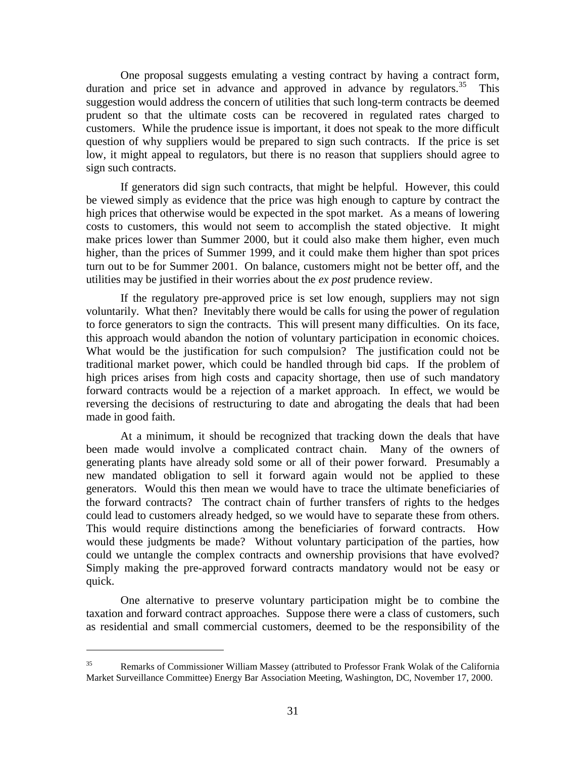One proposal suggests emulating a vesting contract by having a contract form, duration and price set in advance and approved in advance by regulators.[35] This suggestion would address the concern of utilities that such long-term contracts be deemed prudent so that the ultimate costs can be recovered in regulated rates charged to customers. While the prudence issue is important, it does not speak to the more difficult question of why suppliers would be prepared to sign such contracts. If the price is set low, it might appeal to regulators, but there is no reason that suppliers should agree to sign such contracts.

If generators did sign such contracts, that might be helpful. However, this could be viewed simply as evidence that the price was high enough to capture by contract the high prices that otherwise would be expected in the spot market. As a means of lowering costs to customers, this would not seem to accomplish the stated objective. It might make prices lower than Summer 2000, but it could also make them higher, even much higher, than the prices of Summer 1999, and it could make them higher than spot prices turn out to be for Summer 2001. On balance, customers might not be better off, and the utilities may be justified in their worries about the *ex post* prudence review.

If the regulatory pre-approved price is set low enough, suppliers may not sign voluntarily. What then? Inevitably there would be calls for using the power of regulation to force generators to sign the contracts. This will present many difficulties. On its face, this approach would abandon the notion of voluntary participation in economic choices. What would be the justification for such compulsion? The justification could not be traditional market power, which could be handled through bid caps. If the problem of high prices arises from high costs and capacity shortage, then use of such mandatory forward contracts would be a rejection of a market approach. In effect, we would be reversing the decisions of restructuring to date and abrogating the deals that had been made in good faith.

At a minimum, it should be recognized that tracking down the deals that have been made would involve a complicated contract chain. Many of the owners of generating plants have already sold some or all of their power forward. Presumably a new mandated obligation to sell it forward again would not be applied to these generators. Would this then mean we would have to trace the ultimate beneficiaries of the forward contracts? The contract chain of further transfers of rights to the hedges could lead to customers already hedged, so we would have to separate these from others. This would require distinctions among the beneficiaries of forward contracts. How would these judgments be made? Without voluntary participation of the parties, how could we untangle the complex contracts and ownership provisions that have evolved? Simply making the pre-approved forward contracts mandatory would not be easy or quick.

One alternative to preserve voluntary participation might be to combine the taxation and forward contract approaches. Suppose there were a class of customers, such as residential and small commercial customers, deemed to be the responsibility of the

---

[35] Remarks of Commissioner William Massey (attributed to Professor Frank Wolak of the California Market Surveillance Committee) Energy Bar Association Meeting, Washington, DC, November 17, 2000.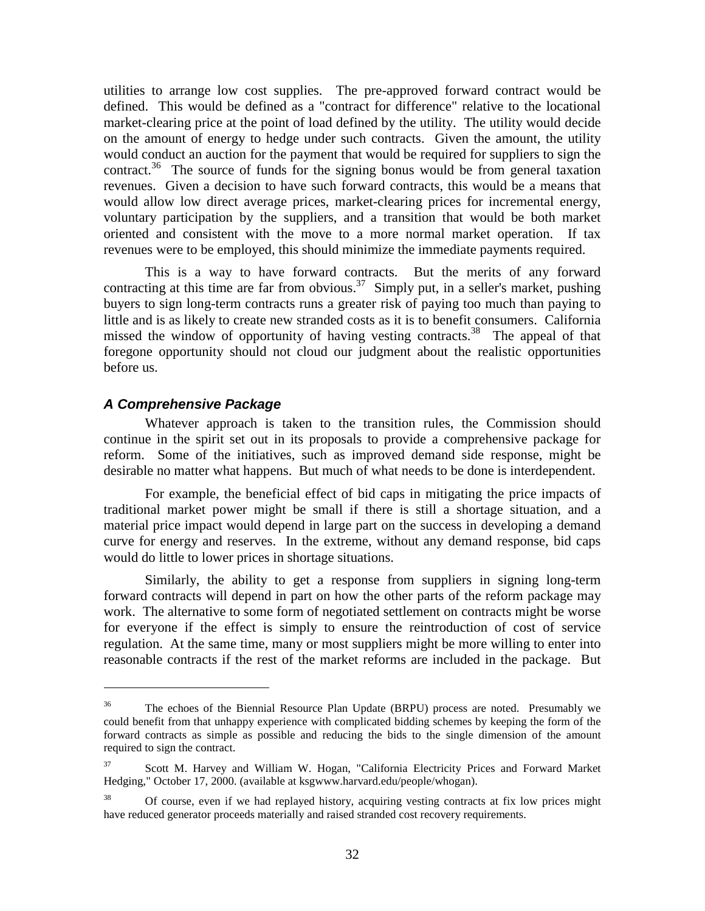utilities to arrange low cost supplies. The pre-approved forward contract would be defined. This would be defined as a "contract for difference" relative to the locational market-clearing price at the point of load defined by the utility. The utility would decide on the amount of energy to hedge under such contracts. Given the amount, the utility would conduct an auction for the payment that would be required for suppliers to sign the contract.[36] The source of funds for the signing bonus would be from general taxation revenues. Given a decision to have such forward contracts, this would be a means that would allow low direct average prices, market-clearing prices for incremental energy, voluntary participation by the suppliers, and a transition that would be both market oriented and consistent with the move to a more normal market operation. If tax revenues were to be employed, this should minimize the immediate payments required.

This is a way to have forward contracts. But the merits of any forward contracting at this time are far from obvious.[37] Simply put, in a seller's market, pushing buyers to sign long-term contracts runs a greater risk of paying too much than paying to little and is as likely to create new stranded costs as it is to benefit consumers. California missed the window of opportunity of having vesting contracts.[38] The appeal of that foregone opportunity should not cloud our judgment about the realistic opportunities before us.

### *A Comprehensive Package*

Whatever approach is taken to the transition rules, the Commission should continue in the spirit set out in its proposals to provide a comprehensive package for reform. Some of the initiatives, such as improved demand side response, might be desirable no matter what happens. But much of what needs to be done is interdependent.

For example, the beneficial effect of bid caps in mitigating the price impacts of traditional market power might be small if there is still a shortage situation, and a material price impact would depend in large part on the success in developing a demand curve for energy and reserves. In the extreme, without any demand response, bid caps would do little to lower prices in shortage situations.

Similarly, the ability to get a response from suppliers in signing long-term forward contracts will depend in part on how the other parts of the reform package may work. The alternative to some form of negotiated settlement on contracts might be worse for everyone if the effect is simply to ensure the reintroduction of cost of service regulation. At the same time, many or most suppliers might be more willing to enter into reasonable contracts if the rest of the market reforms are included in the package. But

---

[36] The echoes of the Biennial Resource Plan Update (BRPU) process are noted. Presumably we could benefit from that unhappy experience with complicated bidding schemes by keeping the form of the forward contracts as simple as possible and reducing the bids to the single dimension of the amount required to sign the contract.

[37] Scott M. Harvey and William W. Hogan, "California Electricity Prices and Forward Market Hedging," October 17, 2000. (available at ksgwww.harvard.edu/people/whogan).

[38] Of course, even if we had replayed history, acquiring vesting contracts at fix low prices might have reduced generator proceeds materially and raised stranded cost recovery requirements.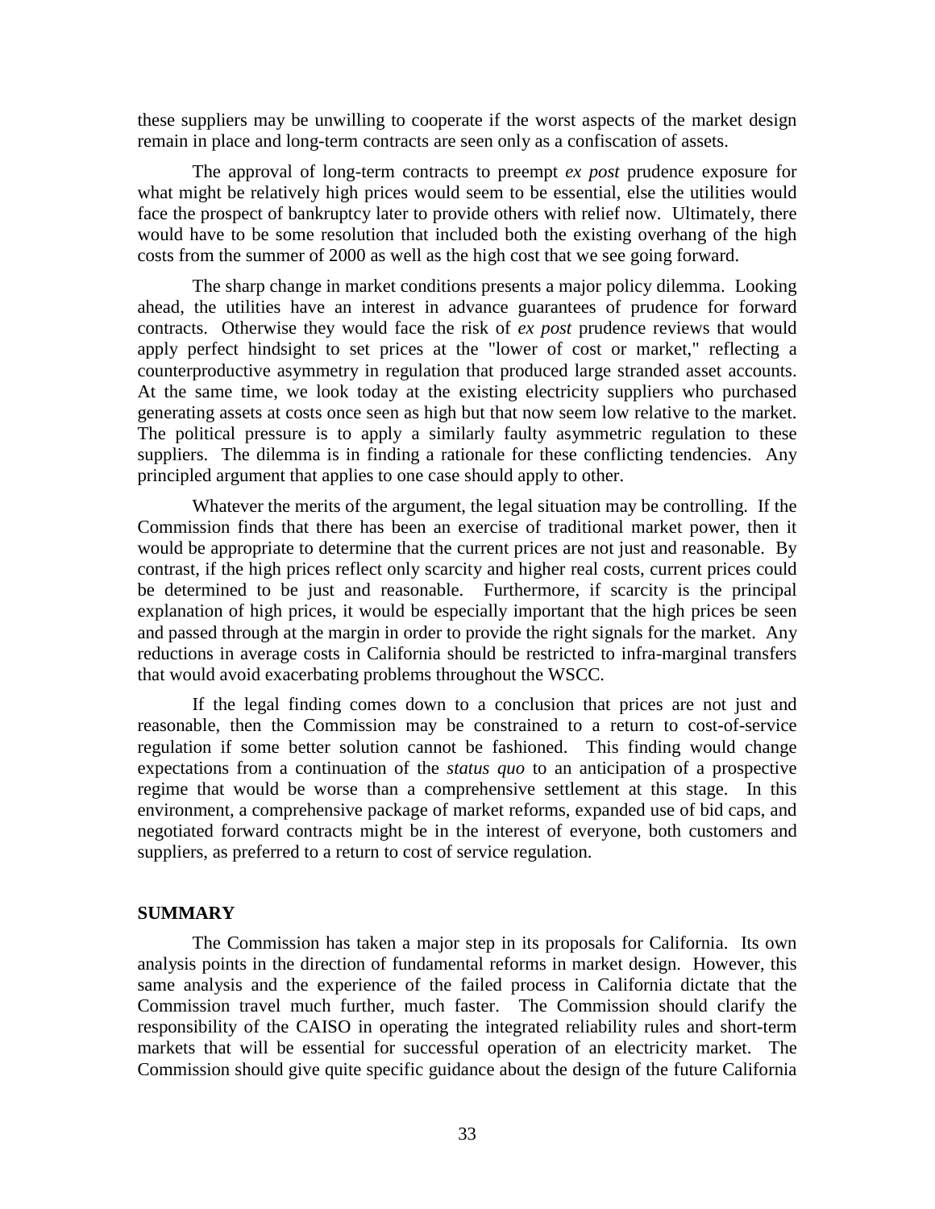these suppliers may be unwilling to cooperate if the worst aspects of the market design remain in place and long-term contracts are seen only as a confiscation of assets.

The approval of long-term contracts to preempt *ex post* prudence exposure for what might be relatively high prices would seem to be essential, else the utilities would face the prospect of bankruptcy later to provide others with relief now. Ultimately, there would have to be some resolution that included both the existing overhang of the high costs from the summer of 2000 as well as the high cost that we see going forward.

The sharp change in market conditions presents a major policy dilemma. Looking ahead, the utilities have an interest in advance guarantees of prudence for forward contracts. Otherwise they would face the risk of *ex post* prudence reviews that would apply perfect hindsight to set prices at the "lower of cost or market," reflecting a counterproductive asymmetry in regulation that produced large stranded asset accounts. At the same time, we look today at the existing electricity suppliers who purchased generating assets at costs once seen as high but that now seem low relative to the market. The political pressure is to apply a similarly faulty asymmetric regulation to these suppliers. The dilemma is in finding a rationale for these conflicting tendencies. Any principled argument that applies to one case should apply to other.

Whatever the merits of the argument, the legal situation may be controlling. If the Commission finds that there has been an exercise of traditional market power, then it would be appropriate to determine that the current prices are not just and reasonable. By contrast, if the high prices reflect only scarcity and higher real costs, current prices could be determined to be just and reasonable. Furthermore, if scarcity is the principal explanation of high prices, it would be especially important that the high prices be seen and passed through at the margin in order to provide the right signals for the market. Any reductions in average costs in California should be restricted to infra-marginal transfers that would avoid exacerbating problems throughout the WSCC.

If the legal finding comes down to a conclusion that prices are not just and reasonable, then the Commission may be constrained to a return to cost-of-service regulation if some better solution cannot be fashioned. This finding would change expectations from a continuation of the *status quo* to an anticipation of a prospective regime that would be worse than a comprehensive settlement at this stage. In this environment, a comprehensive package of market reforms, expanded use of bid caps, and negotiated forward contracts might be in the interest of everyone, both customers and suppliers, as preferred to a return to cost of service regulation.

**SUMMARY**

The Commission has taken a major step in its proposals for California. Its own analysis points in the direction of fundamental reforms in market design. However, this same analysis and the experience of the failed process in California dictate that the Commission travel much further, much faster. The Commission should clarify the responsibility of the CAISO in operating the integrated reliability rules and short-term markets that will be essential for successful operation of an electricity market. The Commission should give quite specific guidance about the design of the future California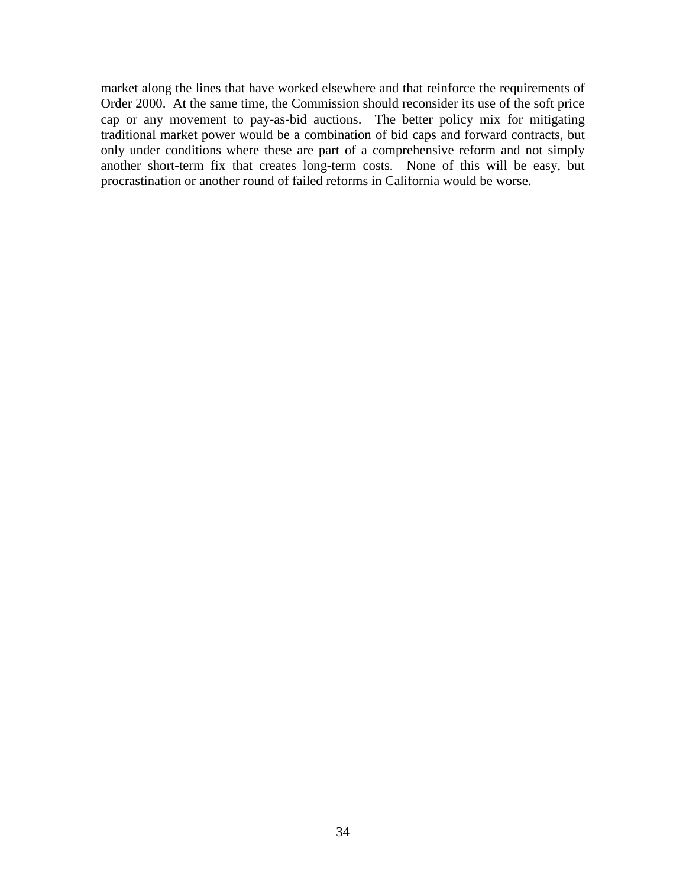market along the lines that have worked elsewhere and that reinforce the requirements of Order 2000. At the same time, the Commission should reconsider its use of the soft price cap or any movement to pay-as-bid auctions. The better policy mix for mitigating traditional market power would be a combination of bid caps and forward contracts, but only under conditions where these are part of a comprehensive reform and not simply another short-term fix that creates long-term costs. None of this will be easy, but procrastination or another round of failed reforms in California would be worse.